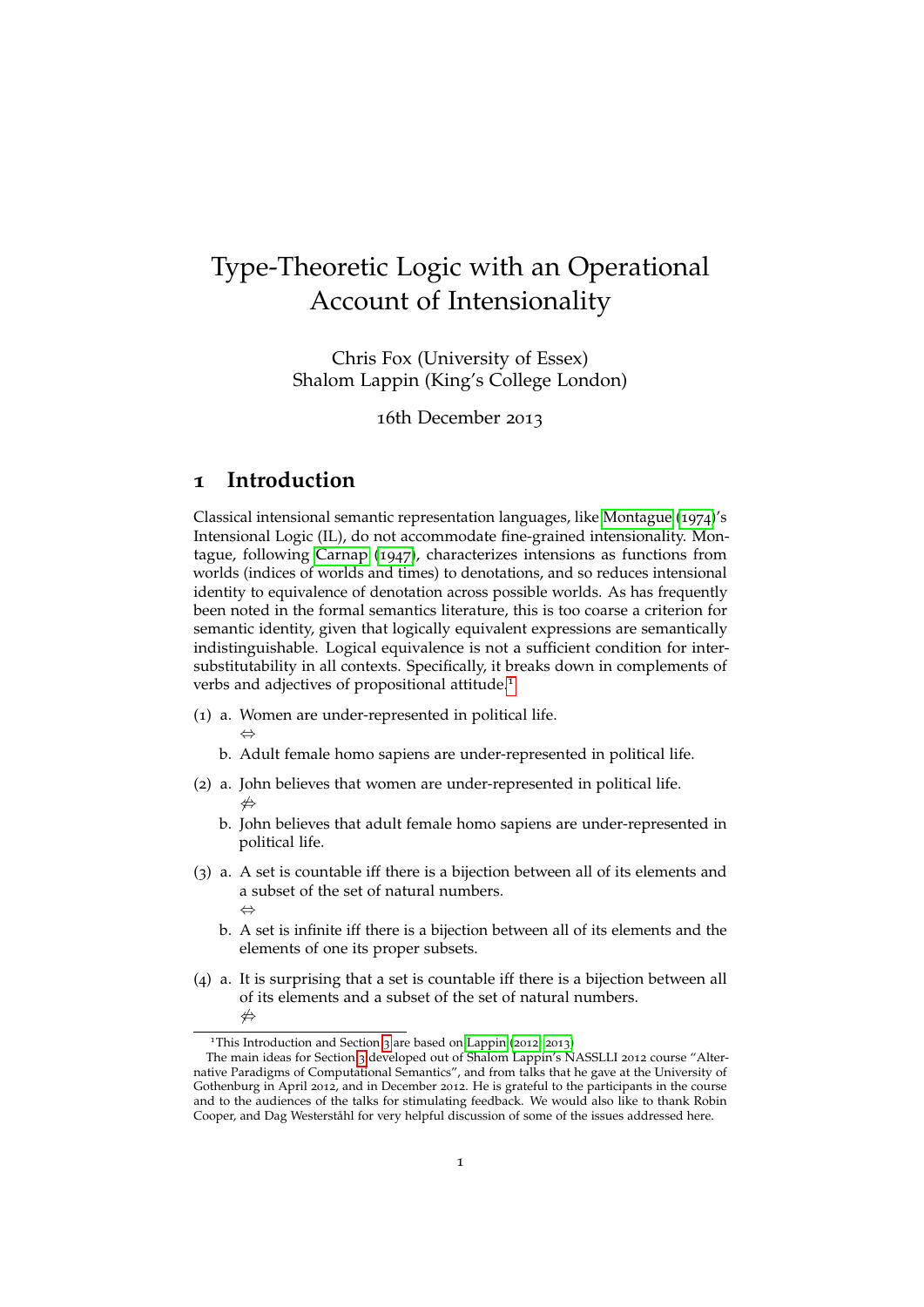# Type-Theoretic Logic with an Operational Account of Intensionality

Chris Fox (University of Essex)
Shalom Lappin (King's College London)

16th December 2013

## 1 Introduction

Classical intensional semantic representation languages, like Montague (1974)'s Intensional Logic (IL), do not accommodate fine-grained intensionality. Montague, following Carnap (1947), characterizes intensions as functions from worlds (indices of worlds and times) to denotations, and so reduces intensional identity to equivalence of denotation across possible worlds. As has frequently been noted in the formal semantics literature, this is too coarse a criterion for semantic identity, given that logically equivalent expressions are semantically indistinguishable. Logical equivalence is not a sufficient condition for intersubstitutability in all contexts. Specifically, it breaks down in complements of verbs and adjectives of propositional attitude.[1]

(1) a. Women are under-represented in political life.
$\Leftrightarrow$
b. Adult female homo sapiens are under-represented in political life.

(2) a. John believes that women are under-represented in political life.
$\not\Leftrightarrow$
b. John believes that adult female homo sapiens are under-represented in political life.

(3) a. A set is countable iff there is a bijection between all of its elements and a subset of the set of natural numbers.
$\Leftrightarrow$
b. A set is infinite iff there is a bijection between all of its elements and the elements of one its proper subsets.

(4) a. It is surprising that a set is countable iff there is a bijection between all of its elements and a subset of the set of natural numbers.
$\not\Leftrightarrow$

---

[1] This Introduction and Section 3 are based on Lappin (2012, 2013)
The main ideas for Section 3 developed out of Shalom Lappin's NASSLLI 2012 course "Alternative Paradigms of Computational Semantics", and from talks that he gave at the University of Gothenburg in April 2012, and in December 2012. He is grateful to the participants in the course and to the audiences of the talks for stimulating feedback. We would also like to thank Robin Cooper, and Dag Westerståhl for very helpful discussion of some of the issues addressed here.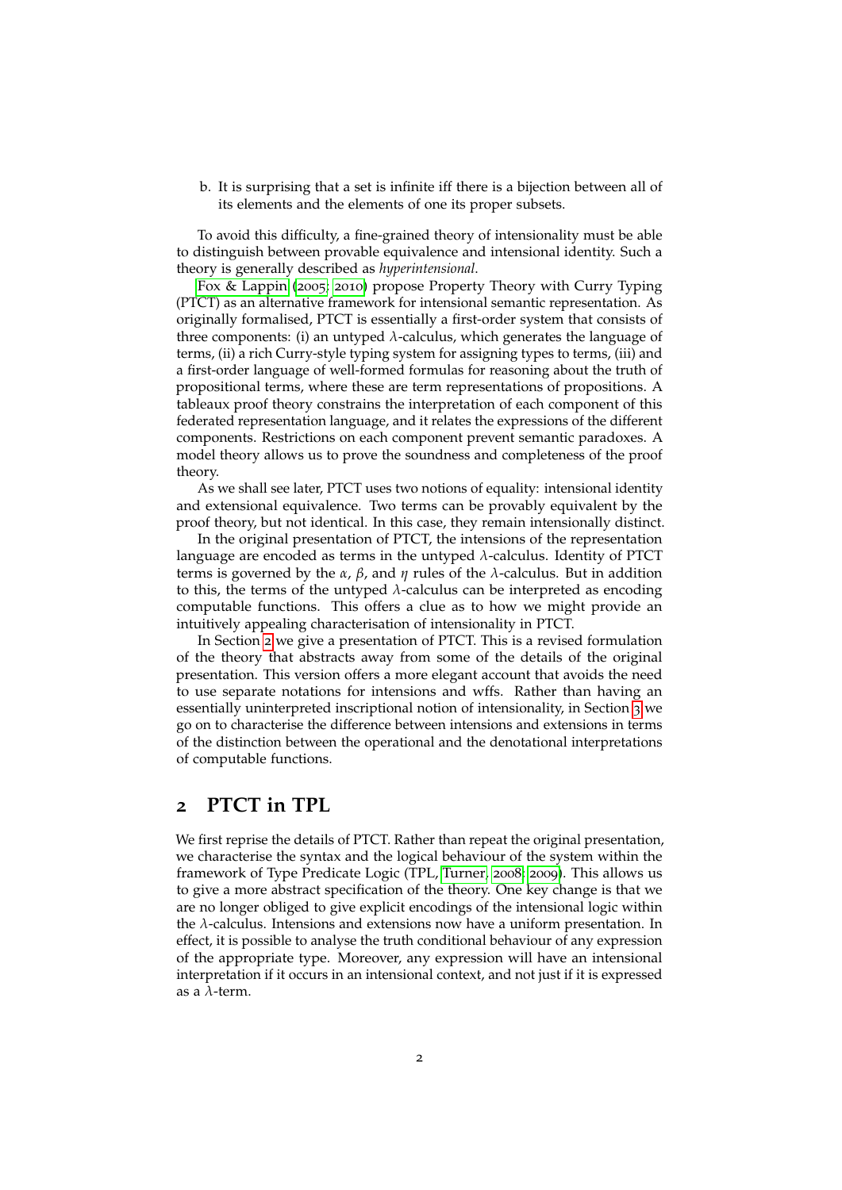b. It is surprising that a set is infinite iff there is a bijection between all of its elements and the elements of one its proper subsets.

To avoid this difficulty, a fine-grained theory of intensionality must be able to distinguish between provable equivalence and intensional identity. Such a theory is generally described as *hyperintensional*.

Fox & Lappin (2005; 2010) propose Property Theory with Curry Typing (PTCT) as an alternative framework for intensional semantic representation. As originally formalised, PTCT is essentially a first-order system that consists of three components: (i) an untyped $\lambda$-calculus, which generates the language of terms, (ii) a rich Curry-style typing system for assigning types to terms, (iii) and a first-order language of well-formed formulas for reasoning about the truth of propositional terms, where these are term representations of propositions. A tableaux proof theory constrains the interpretation of each component of this federated representation language, and it relates the expressions of the different components. Restrictions on each component prevent semantic paradoxes. A model theory allows us to prove the soundness and completeness of the proof theory.

As we shall see later, PTCT uses two notions of equality: intensional identity and extensional equivalence. Two terms can be provably equivalent by the proof theory, but not identical. In this case, they remain intensionally distinct.

In the original presentation of PTCT, the intensions of the representation language are encoded as terms in the untyped $\lambda$-calculus. Identity of PTCT terms is governed by the $\alpha$, $\beta$, and $\eta$ rules of the $\lambda$-calculus. But in addition to this, the terms of the untyped $\lambda$-calculus can be interpreted as encoding computable functions. This offers a clue as to how we might provide an intuitively appealing characterisation of intensionality in PTCT.

In Section 2 we give a presentation of PTCT. This is a revised formulation of the theory that abstracts away from some of the details of the original presentation. This version offers a more elegant account that avoids the need to use separate notations for intensions and wffs. Rather than having an essentially uninterpreted inscriptional notion of intensionality, in Section 3 we go on to characterise the difference between intensions and extensions in terms of the distinction between the operational and the denotational interpretations of computable functions.

## 2 PTCT in TPL

We first reprise the details of PTCT. Rather than repeat the original presentation, we characterise the syntax and the logical behaviour of the system within the framework of Type Predicate Logic (TPL, Turner, 2008; 2009). This allows us to give a more abstract specification of the theory. One key change is that we are no longer obliged to give explicit encodings of the intensional logic within the $\lambda$-calculus. Intensions and extensions now have a uniform presentation. In effect, it is possible to analyse the truth conditional behaviour of any expression of the appropriate type. Moreover, any expression will have an intensional interpretation if it occurs in an intensional context, and not just if it is expressed as a $\lambda$-term.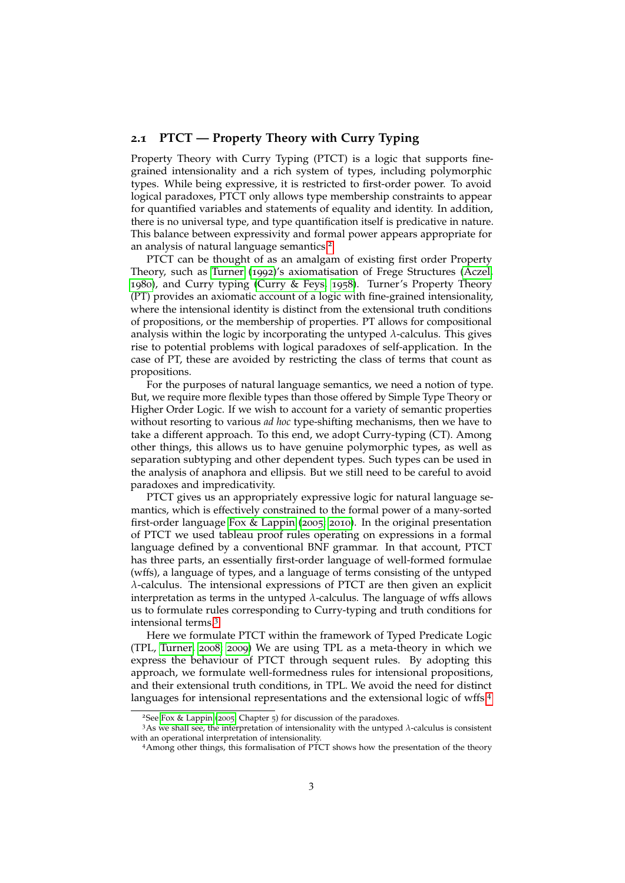### 2.1 PTCT — Property Theory with Curry Typing

Property Theory with Curry Typing (PTCT) is a logic that supports fine-grained intensionality and a rich system of types, including polymorphic types. While being expressive, it is restricted to first-order power. To avoid logical paradoxes, PTCT only allows type membership constraints to appear for quantified variables and statements of equality and identity. In addition, there is no universal type, and type quantification itself is predicative in nature. This balance between expressivity and formal power appears appropriate for an analysis of natural language semantics.[2]

PTCT can be thought of as an amalgam of existing first order Property Theory, such as Turner (1992)'s axiomatisation of Frege Structures (Aczel 1980), and Curry typing (Curry & Feys 1958). Turner's Property Theory (PT) provides an axiomatic account of a logic with fine-grained intensionality, where the intensional identity is distinct from the extensional truth conditions of propositions, or the membership of properties. PT allows for compositional analysis within the logic by incorporating the untyped $\lambda$-calculus. This gives rise to potential problems with logical paradoxes of self-application. In the case of PT, these are avoided by restricting the class of terms that count as propositions.

For the purposes of natural language semantics, we need a notion of type. But, we require more flexible types than those offered by Simple Type Theory or Higher Order Logic. If we wish to account for a variety of semantic properties without resorting to various *ad hoc* type-shifting mechanisms, then we have to take a different approach. To this end, we adopt Curry-typing (CT). Among other things, this allows us to have genuine polymorphic types, as well as separation subtyping and other dependent types. Such types can be used in the analysis of anaphora and ellipsis. But we still need to be careful to avoid paradoxes and impredicativity.

PTCT gives us an appropriately expressive logic for natural language semantics, which is effectively constrained to the formal power of a many-sorted first-order language Fox & Lappin (2005; 2010). In the original presentation of PTCT we used tableau proof rules operating on expressions in a formal language defined by a conventional BNF grammar. In that account, PTCT has three parts, an essentially first-order language of well-formed formulae (wffs), a language of types, and a language of terms consisting of the untyped $\lambda$-calculus. The intensional expressions of PTCT are then given an explicit interpretation as terms in the untyped $\lambda$-calculus. The language of wffs allows us to formulate rules corresponding to Curry-typing and truth conditions for intensional terms.[3]

Here we formulate PTCT within the framework of Typed Predicate Logic (TPL, Turner 2008; 2009) We are using TPL as a meta-theory in which we express the behaviour of PTCT through sequent rules. By adopting this approach, we formulate well-formedness rules for intensional propositions, and their extensional truth conditions, in TPL. We avoid the need for distinct languages for intensional representations and the extensional logic of wffs.[4]

---

[2] See Fox & Lappin (2005, Chapter 5) for discussion of the paradoxes.

[3] As we shall see, the interpretation of intensionality with the untyped $\lambda$-calculus is consistent with an operational interpretation of intensionality.

[4] Among other things, this formalisation of PTCT shows how the presentation of the theory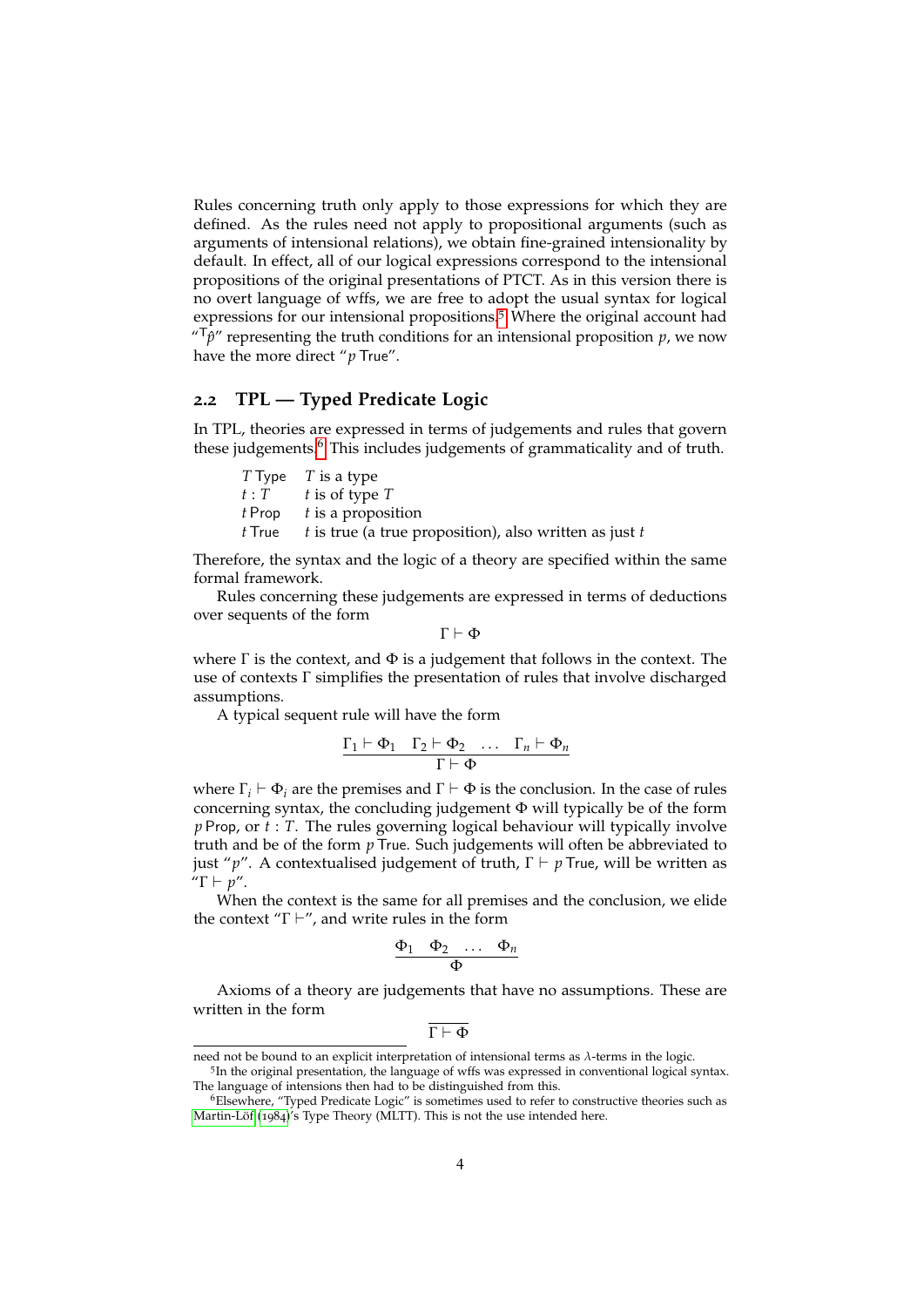Rules concerning truth only apply to those expressions for which they are defined. As the rules need not apply to propositional arguments (such as arguments of intensional relations), we obtain fine-grained intensionality by default. In effect, all of our logical expressions correspond to the intensional propositions of the original presentations of PTCT. As in this version there is no overt language of wffs, we are free to adopt the usual syntax for logical expressions for our intensional propositions.[5] Where the original account had "$^{\mathsf{T}}\hat{p}$" representing the truth conditions for an intensional proposition $p$, we now have the more direct "$p$ True".

## 2.2 TPL — Typed Predicate Logic

In TPL, theories are expressed in terms of judgements and rules that govern these judgements.[6] This includes judgements of grammaticality and of truth.

| | |
|---|---|
| $T$ Type | $T$ is a type |
| $t : T$ | $t$ is of type $T$ |
| $t$ Prop | $t$ is a proposition |
| $t$ True | $t$ is true (a true proposition), also written as just $t$ |

Therefore, the syntax and the logic of a theory are specified within the same formal framework.

Rules concerning these judgements are expressed in terms of deductions over sequents of the form

$$\Gamma \vdash \Phi$$

where $\Gamma$ is the context, and $\Phi$ is a judgement that follows in the context. The use of contexts $\Gamma$ simplifies the presentation of rules that involve discharged assumptions.

A typical sequent rule will have the form

$$\frac{\Gamma_1 \vdash \Phi_1 \quad \Gamma_2 \vdash \Phi_2 \quad \ldots \quad \Gamma_n \vdash \Phi_n}{\Gamma \vdash \Phi}$$

where $\Gamma_i \vdash \Phi_i$ are the premises and $\Gamma \vdash \Phi$ is the conclusion. In the case of rules concerning syntax, the concluding judgement $\Phi$ will typically be of the form $p$ Prop, or $t : T$. The rules governing logical behaviour will typically involve truth and be of the form $p$ True. Such judgements will often be abbreviated to just "$p$". A contextualised judgement of truth, $\Gamma \vdash p$ True, will be written as "$\Gamma \vdash p$".

When the context is the same for all premises and the conclusion, we elide the context "$\Gamma \vdash$", and write rules in the form

$$\frac{\Phi_1 \quad \Phi_2 \quad \ldots \quad \Phi_n}{\Phi}$$

Axioms of a theory are judgements that have no assumptions. These are written in the form

$$\overline{\Gamma \vdash \Phi}$$

need not be bound to an explicit interpretation of intensional terms as $\lambda$-terms in the logic.

[5] In the original presentation, the language of wffs was expressed in conventional logical syntax. The language of intensions then had to be distinguished from this.

[6] Elsewhere, "Typed Predicate Logic" is sometimes used to refer to constructive theories such as Martin-Löf (1984)'s Type Theory (MLTT). This is not the use intended here.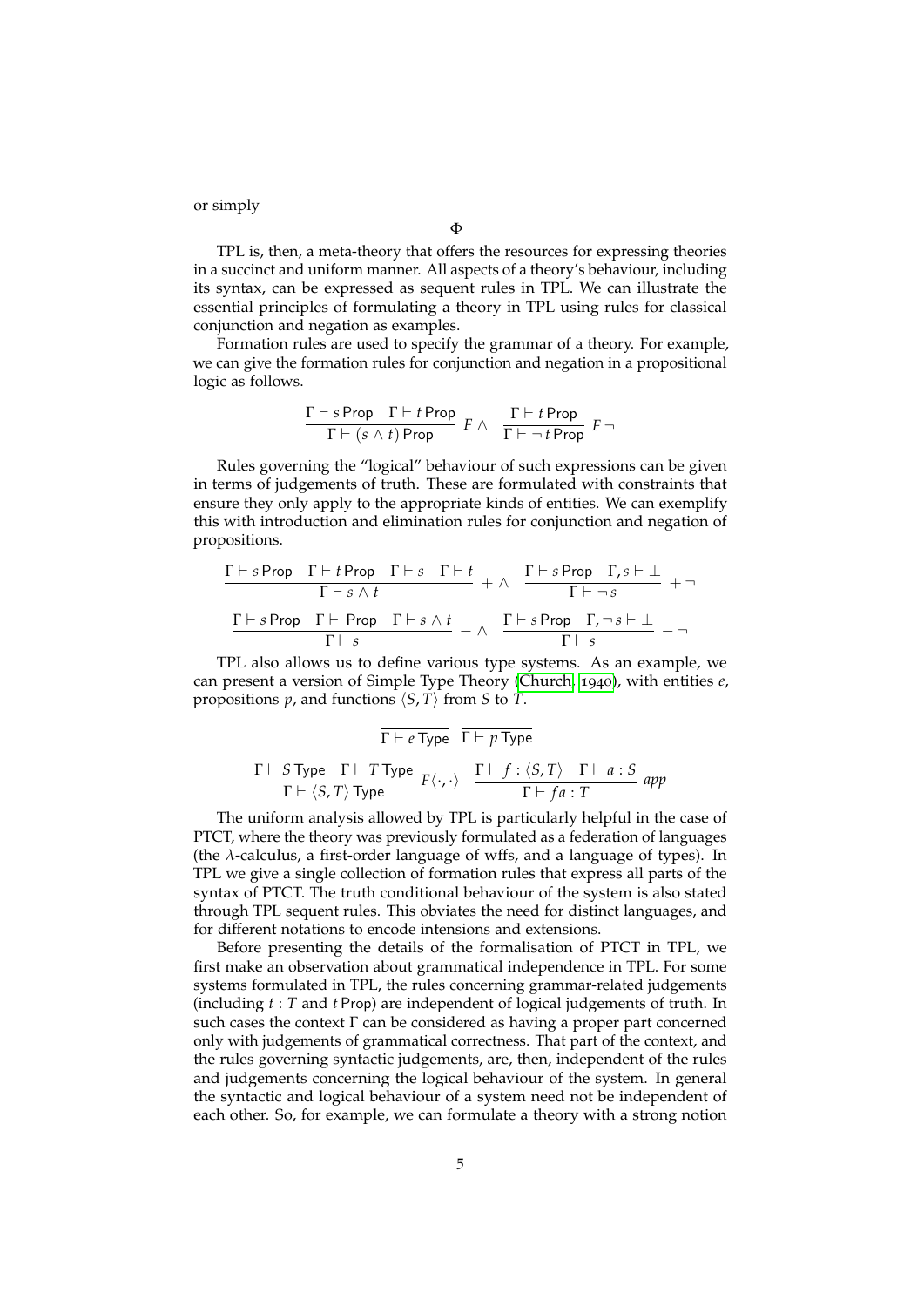or simply

$$\overline{\Phi}$$

TPL is, then, a meta-theory that offers the resources for expressing theories in a succinct and uniform manner. All aspects of a theory's behaviour, including its syntax, can be expressed as sequent rules in TPL. We can illustrate the essential principles of formulating a theory in TPL using rules for classical conjunction and negation as examples.

Formation rules are used to specify the grammar of a theory. For example, we can give the formation rules for conjunction and negation in a propositional logic as follows.

$$\frac{\Gamma \vdash s\,\mathsf{Prop} \quad \Gamma \vdash t\,\mathsf{Prop}}{\Gamma \vdash (s \wedge t)\,\mathsf{Prop}}\ F\wedge \qquad \frac{\Gamma \vdash t\,\mathsf{Prop}}{\Gamma \vdash \neg\, t\,\mathsf{Prop}}\ F\neg$$

Rules governing the "logical" behaviour of such expressions can be given in terms of judgements of truth. These are formulated with constraints that ensure they only apply to the appropriate kinds of entities. We can exemplify this with introduction and elimination rules for conjunction and negation of propositions.

$$\frac{\Gamma \vdash s\,\mathsf{Prop} \quad \Gamma \vdash t\,\mathsf{Prop} \quad \Gamma \vdash s \quad \Gamma \vdash t}{\Gamma \vdash s \wedge t}\ +\wedge \qquad \frac{\Gamma \vdash s\,\mathsf{Prop} \quad \Gamma, s \vdash \bot}{\Gamma \vdash \neg s}\ +\neg$$

$$\frac{\Gamma \vdash s\,\mathsf{Prop} \quad \Gamma \vdash \ \mathsf{Prop} \quad \Gamma \vdash s \wedge t}{\Gamma \vdash s}\ -\wedge \qquad \frac{\Gamma \vdash s\,\mathsf{Prop} \quad \Gamma, \neg s \vdash \bot}{\Gamma \vdash s}\ -\neg$$

TPL also allows us to define various type systems. As an example, we can present a version of Simple Type Theory (Church, 1940), with entities $e$, propositions $p$, and functions $\langle S, T\rangle$ from $S$ to $T$.

$$\overline{\Gamma \vdash e\,\mathsf{Type}} \qquad \overline{\Gamma \vdash p\,\mathsf{Type}}$$

$$\frac{\Gamma \vdash S\,\mathsf{Type} \quad \Gamma \vdash T\,\mathsf{Type}}{\Gamma \vdash \langle S, T\rangle\,\mathsf{Type}}\ F\langle\cdot,\cdot\rangle \qquad \frac{\Gamma \vdash f : \langle S, T\rangle \quad \Gamma \vdash a : S}{\Gamma \vdash fa : T}\ app$$

The uniform analysis allowed by TPL is particularly helpful in the case of PTCT, where the theory was previously formulated as a federation of languages (the $\lambda$-calculus, a first-order language of wffs, and a language of types). In TPL we give a single collection of formation rules that express all parts of the syntax of PTCT. The truth conditional behaviour of the system is also stated through TPL sequent rules. This obviates the need for distinct languages, and for different notations to encode intensions and extensions.

Before presenting the details of the formalisation of PTCT in TPL, we first make an observation about grammatical independence in TPL. For some systems formulated in TPL, the rules concerning grammar-related judgements (including $t : T$ and $t\,\mathsf{Prop}$) are independent of logical judgements of truth. In such cases the context $\Gamma$ can be considered as having a proper part concerned only with judgements of grammatical correctness. That part of the context, and the rules governing syntactic judgements, are, then, independent of the rules and judgements concerning the logical behaviour of the system. In general the syntactic and logical behaviour of a system need not be independent of each other. So, for example, we can formulate a theory with a strong notion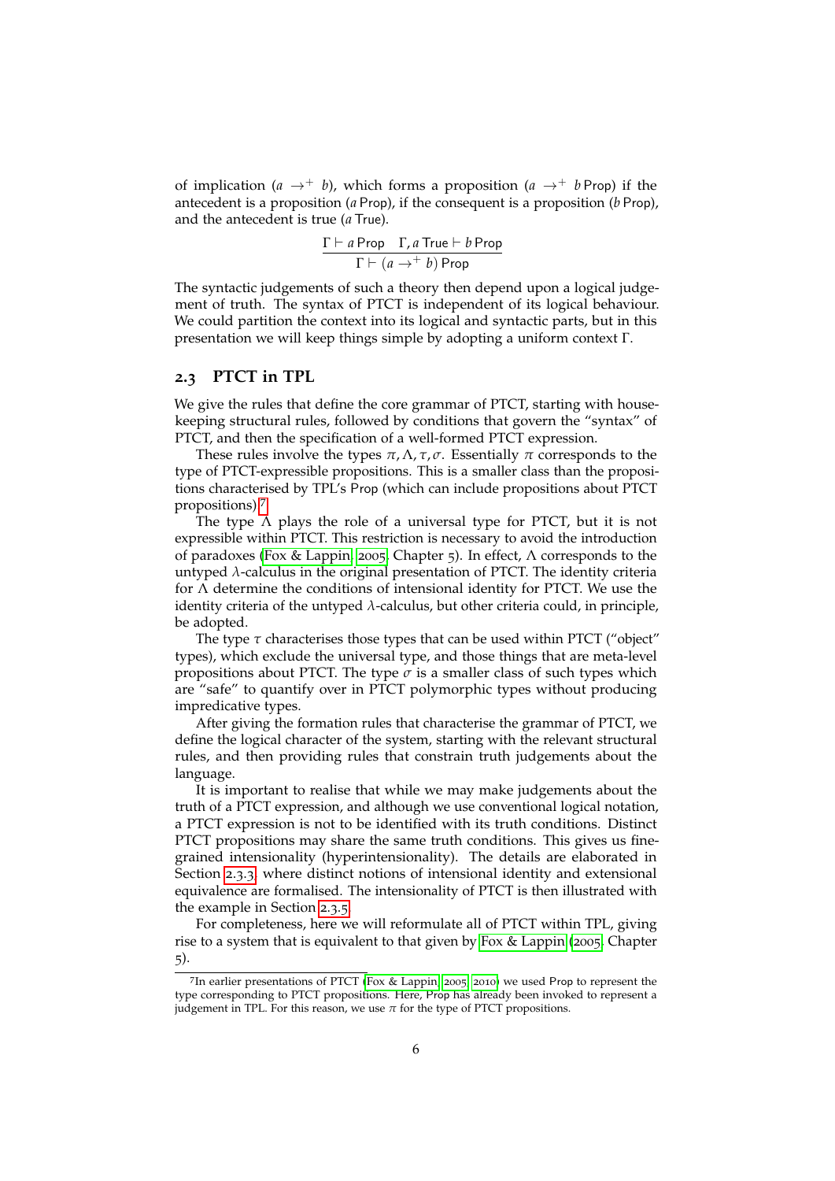of implication ($a \rightarrow^{+} b$), which forms a proposition ($a \rightarrow^{+} b\,\mathsf{Prop}$) if the antecedent is a proposition ($a\,\mathsf{Prop}$), if the consequent is a proposition ($b\,\mathsf{Prop}$), and the antecedent is true ($a\,\mathsf{True}$).

$$\frac{\Gamma \vdash a\,\mathsf{Prop} \quad \Gamma, a\,\mathsf{True} \vdash b\,\mathsf{Prop}}{\Gamma \vdash (a \rightarrow^{+} b)\,\mathsf{Prop}}$$

The syntactic judgements of such a theory then depend upon a logical judgement of truth. The syntax of PTCT is independent of its logical behaviour. We could partition the context into its logical and syntactic parts, but in this presentation we will keep things simple by adopting a uniform context $\Gamma$.

## 2.3 PTCT in TPL

We give the rules that define the core grammar of PTCT, starting with housekeeping structural rules, followed by conditions that govern the "syntax" of PTCT, and then the specification of a well-formed PTCT expression.

These rules involve the types $\pi, \Lambda, \tau, \sigma$. Essentially $\pi$ corresponds to the type of PTCT-expressible propositions. This is a smaller class than the propositions characterised by TPL's Prop (which can include propositions about PTCT propositions).[7]

The type $\Lambda$ plays the role of a universal type for PTCT, but it is not expressible within PTCT. This restriction is necessary to avoid the introduction of paradoxes (Fox & Lappin, 2005, Chapter 5). In effect, $\Lambda$ corresponds to the untyped $\lambda$-calculus in the original presentation of PTCT. The identity criteria for $\Lambda$ determine the conditions of intensional identity for PTCT. We use the identity criteria of the untyped $\lambda$-calculus, but other criteria could, in principle, be adopted.

The type $\tau$ characterises those types that can be used within PTCT ("object" types), which exclude the universal type, and those things that are meta-level propositions about PTCT. The type $\sigma$ is a smaller class of such types which are "safe" to quantify over in PTCT polymorphic types without producing impredicative types.

After giving the formation rules that characterise the grammar of PTCT, we define the logical character of the system, starting with the relevant structural rules, and then providing rules that constrain truth judgements about the language.

It is important to realise that while we may make judgements about the truth of a PTCT expression, and although we use conventional logical notation, a PTCT expression is not to be identified with its truth conditions. Distinct PTCT propositions may share the same truth conditions. This gives us fine-grained intensionality (hyperintensionality). The details are elaborated in Section 2.3.3, where distinct notions of intensional identity and extensional equivalence are formalised. The intensionality of PTCT is then illustrated with the example in Section 2.3.5.

For completeness, here we will reformulate all of PTCT within TPL, giving rise to a system that is equivalent to that given by Fox & Lappin (2005, Chapter 5).

[7] In earlier presentations of PTCT (Fox & Lappin, 2005, 2010) we used Prop to represent the type corresponding to PTCT propositions. Here, Prop has already been invoked to represent a judgement in TPL. For this reason, we use $\pi$ for the type of PTCT propositions.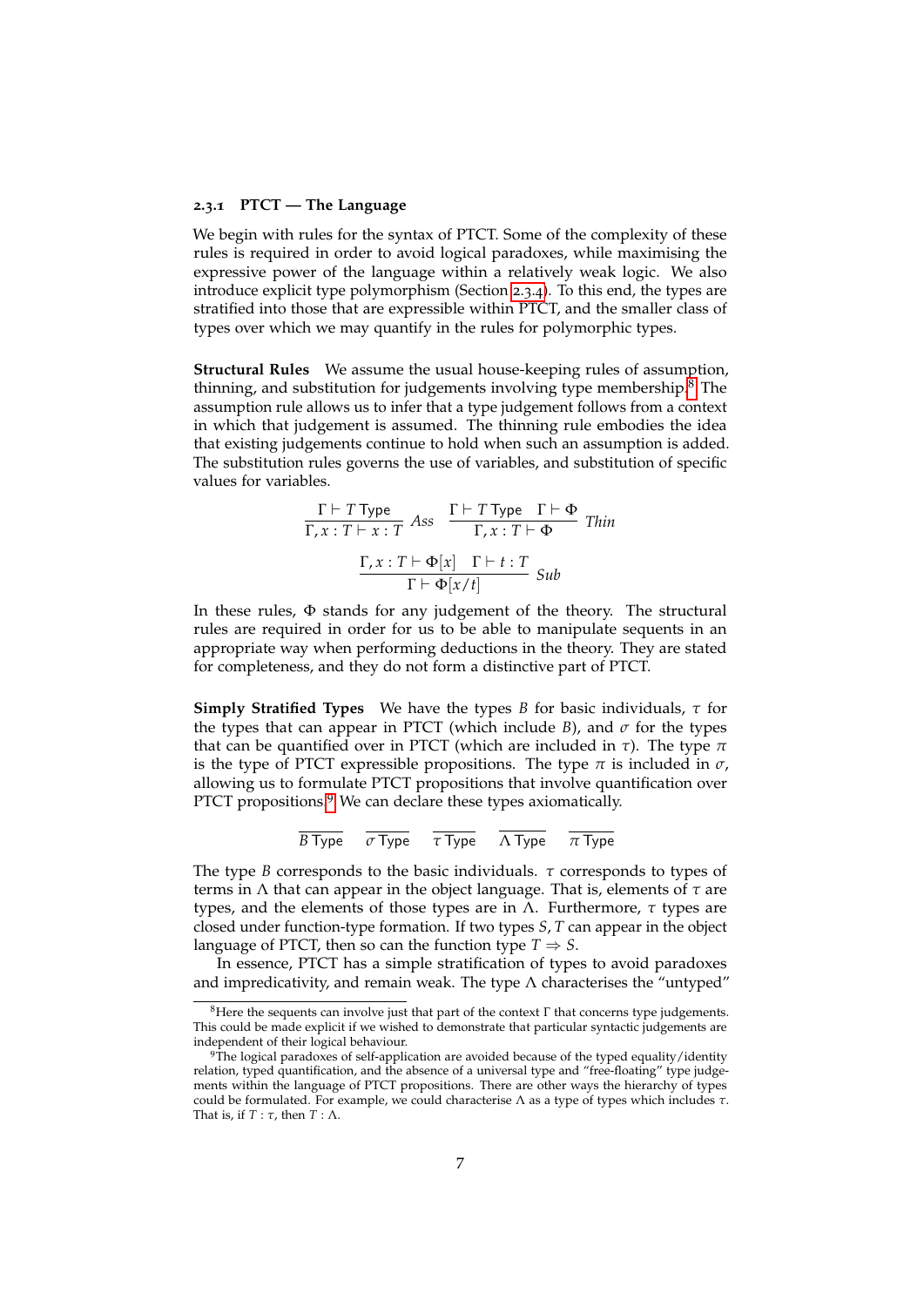### 2.3.1 PTCT — The Language

We begin with rules for the syntax of PTCT. Some of the complexity of these rules is required in order to avoid logical paradoxes, while maximising the expressive power of the language within a relatively weak logic. We also introduce explicit type polymorphism (Section 2.3.4). To this end, the types are stratified into those that are expressible within PTCT, and the smaller class of types over which we may quantify in the rules for polymorphic types.

**Structural Rules** We assume the usual house-keeping rules of assumption, thinning, and substitution for judgements involving type membership.[8] The assumption rule allows us to infer that a type judgement follows from a context in which that judgement is assumed. The thinning rule embodies the idea that existing judgements continue to hold when such an assumption is added. The substitution rules governs the use of variables, and substitution of specific values for variables.

$$\frac{\Gamma \vdash T\ \mathsf{Type}}{\Gamma, x : T \vdash x : T}\ \mathit{Ass} \qquad \frac{\Gamma \vdash T\ \mathsf{Type} \quad \Gamma \vdash \Phi}{\Gamma, x : T \vdash \Phi}\ \mathit{Thin}$$

$$\frac{\Gamma, x : T \vdash \Phi[x] \quad \Gamma \vdash t : T}{\Gamma \vdash \Phi[x/t]}\ \mathit{Sub}$$

In these rules, $\Phi$ stands for any judgement of the theory. The structural rules are required in order for us to be able to manipulate sequents in an appropriate way when performing deductions in the theory. They are stated for completeness, and they do not form a distinctive part of PTCT.

**Simply Stratified Types** We have the types $B$ for basic individuals, $\tau$ for the types that can appear in PTCT (which include $B$), and $\sigma$ for the types that can be quantified over in PTCT (which are included in $\tau$). The type $\pi$ is the type of PTCT expressible propositions. The type $\pi$ is included in $\sigma$, allowing us to formulate PTCT propositions that involve quantification over PTCT propositions.[9] We can declare these types axiomatically.

$$\overline{B\ \mathsf{Type}} \qquad \overline{\sigma\ \mathsf{Type}} \qquad \overline{\tau\ \mathsf{Type}} \qquad \overline{\Lambda\ \mathsf{Type}} \qquad \overline{\pi\ \mathsf{Type}}$$

The type $B$ corresponds to the basic individuals. $\tau$ corresponds to types of terms in $\Lambda$ that can appear in the object language. That is, elements of $\tau$ are types, and the elements of those types are in $\Lambda$. Furthermore, $\tau$ types are closed under function-type formation. If two types $S, T$ can appear in the object language of PTCT, then so can the function type $T \Rightarrow S$.

In essence, PTCT has a simple stratification of types to avoid paradoxes and impredicativity, and remain weak. The type $\Lambda$ characterises the "untyped"

[8] Here the sequents can involve just that part of the context $\Gamma$ that concerns type judgements. This could be made explicit if we wished to demonstrate that particular syntactic judgements are independent of their logical behaviour.

[9] The logical paradoxes of self-application are avoided because of the typed equality/identity relation, typed quantification, and the absence of a universal type and "free-floating" type judgements within the language of PTCT propositions. There are other ways the hierarchy of types could be formulated. For example, we could characterise $\Lambda$ as a type of types which includes $\tau$. That is, if $T : \tau$, then $T : \Lambda$.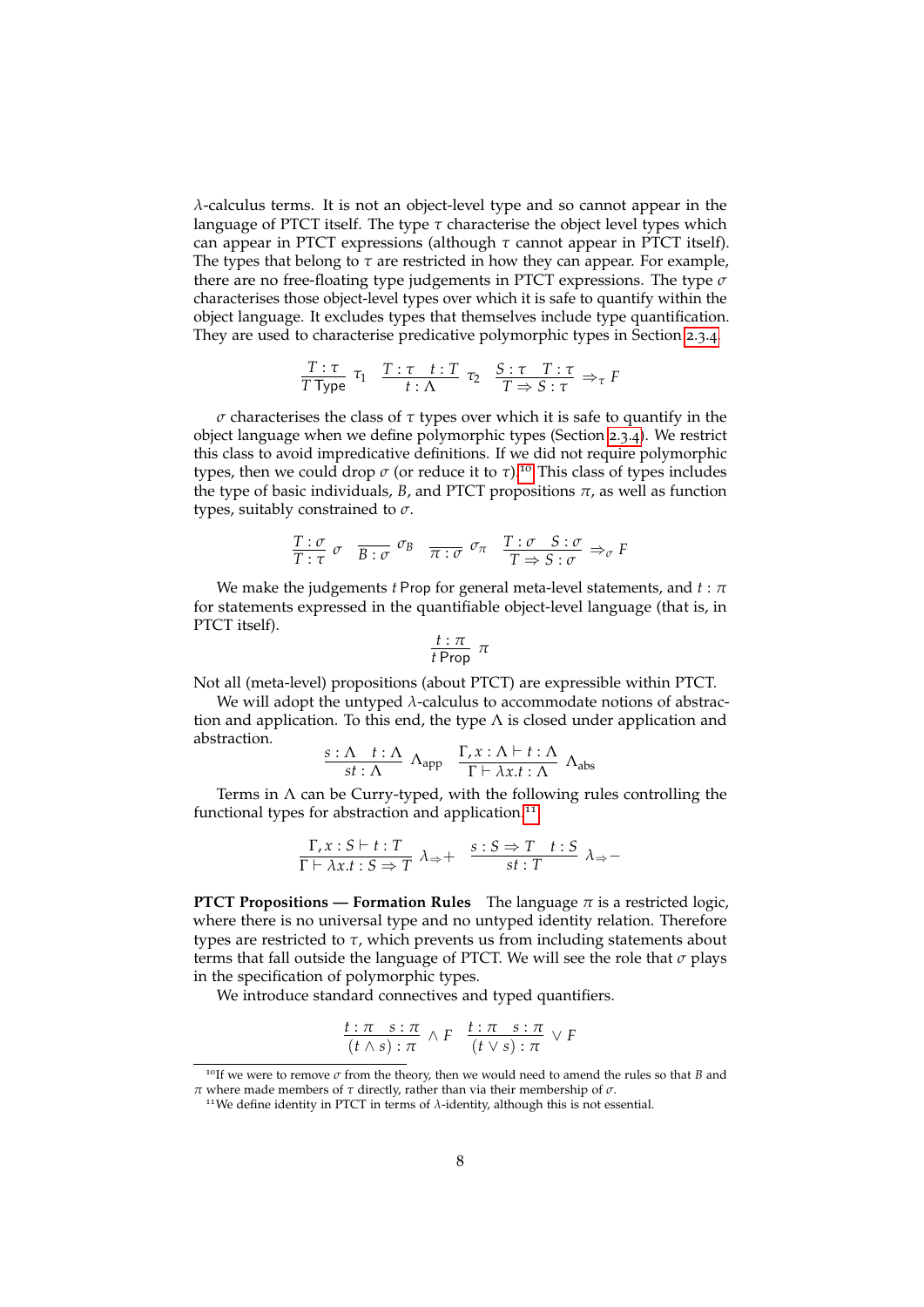$\lambda$-calculus terms. It is not an object-level type and so cannot appear in the language of PTCT itself. The type $\tau$ characterise the object level types which can appear in PTCT expressions (although $\tau$ cannot appear in PTCT itself). The types that belong to $\tau$ are restricted in how they can appear. For example, there are no free-floating type judgements in PTCT expressions. The type $\sigma$ characterises those object-level types over which it is safe to quantify within the object language. It excludes types that themselves include type quantification. They are used to characterise predicative polymorphic types in Section 2.3.4.

$$\frac{T : \tau}{T\ \mathsf{Type}}\ \tau_1 \quad \frac{T : \tau \quad t : T}{t : \Lambda}\ \tau_2 \quad \frac{S : \tau \quad T : \tau}{T \Rightarrow S : \tau}\ \Rightarrow_\tau F$$

$\sigma$ characterises the class of $\tau$ types over which it is safe to quantify in the object language when we define polymorphic types (Section 2.3.4). We restrict this class to avoid impredicative definitions. If we did not require polymorphic types, then we could drop $\sigma$ (or reduce it to $\tau$).[10] This class of types includes the type of basic individuals, $B$, and PTCT propositions $\pi$, as well as function types, suitably constrained to $\sigma$.

$$\frac{T : \sigma}{T : \tau}\ \sigma \quad \frac{}{B : \sigma}\ \sigma_B \quad \frac{}{\pi : \sigma}\ \sigma_\pi \quad \frac{T : \sigma \quad S : \sigma}{T \Rightarrow S : \sigma}\ \Rightarrow_\sigma F$$

We make the judgements $t\ \mathsf{Prop}$ for general meta-level statements, and $t : \pi$ for statements expressed in the quantifiable object-level language (that is, in PTCT itself).

$$\frac{t : \pi}{t\ \mathsf{Prop}}\ \pi$$

Not all (meta-level) propositions (about PTCT) are expressible within PTCT.

We will adopt the untyped $\lambda$-calculus to accommodate notions of abstraction and application. To this end, the type $\Lambda$ is closed under application and abstraction.

$$\frac{s : \Lambda \quad t : \Lambda}{st : \Lambda}\ \Lambda_{\text{app}} \quad \frac{\Gamma, x : \Lambda \vdash t : \Lambda}{\Gamma \vdash \lambda x.t : \Lambda}\ \Lambda_{\text{abs}}$$

Terms in $\Lambda$ can be Curry-typed, with the following rules controlling the functional types for abstraction and application.[11]

$$\frac{\Gamma, x : S \vdash t : T}{\Gamma \vdash \lambda x.t : S \Rightarrow T}\ \lambda_{\Rightarrow}+ \quad \frac{s : S \Rightarrow T \quad t : S}{st : T}\ \lambda_{\Rightarrow}-$$

**PTCT Propositions — Formation Rules** The language $\pi$ is a restricted logic, where there is no universal type and no untyped identity relation. Therefore types are restricted to $\tau$, which prevents us from including statements about terms that fall outside the language of PTCT. We will see the role that $\sigma$ plays in the specification of polymorphic types.

We introduce standard connectives and typed quantifiers.

$$\frac{t : \pi \quad s : \pi}{(t \wedge s) : \pi}\ \wedge F \quad \frac{t : \pi \quad s : \pi}{(t \vee s) : \pi}\ \vee F$$

[10] If we were to remove $\sigma$ from the theory, then we would need to amend the rules so that $B$ and $\pi$ where made members of $\tau$ directly, rather than via their membership of $\sigma$.

[11] We define identity in PTCT in terms of $\lambda$-identity, although this is not essential.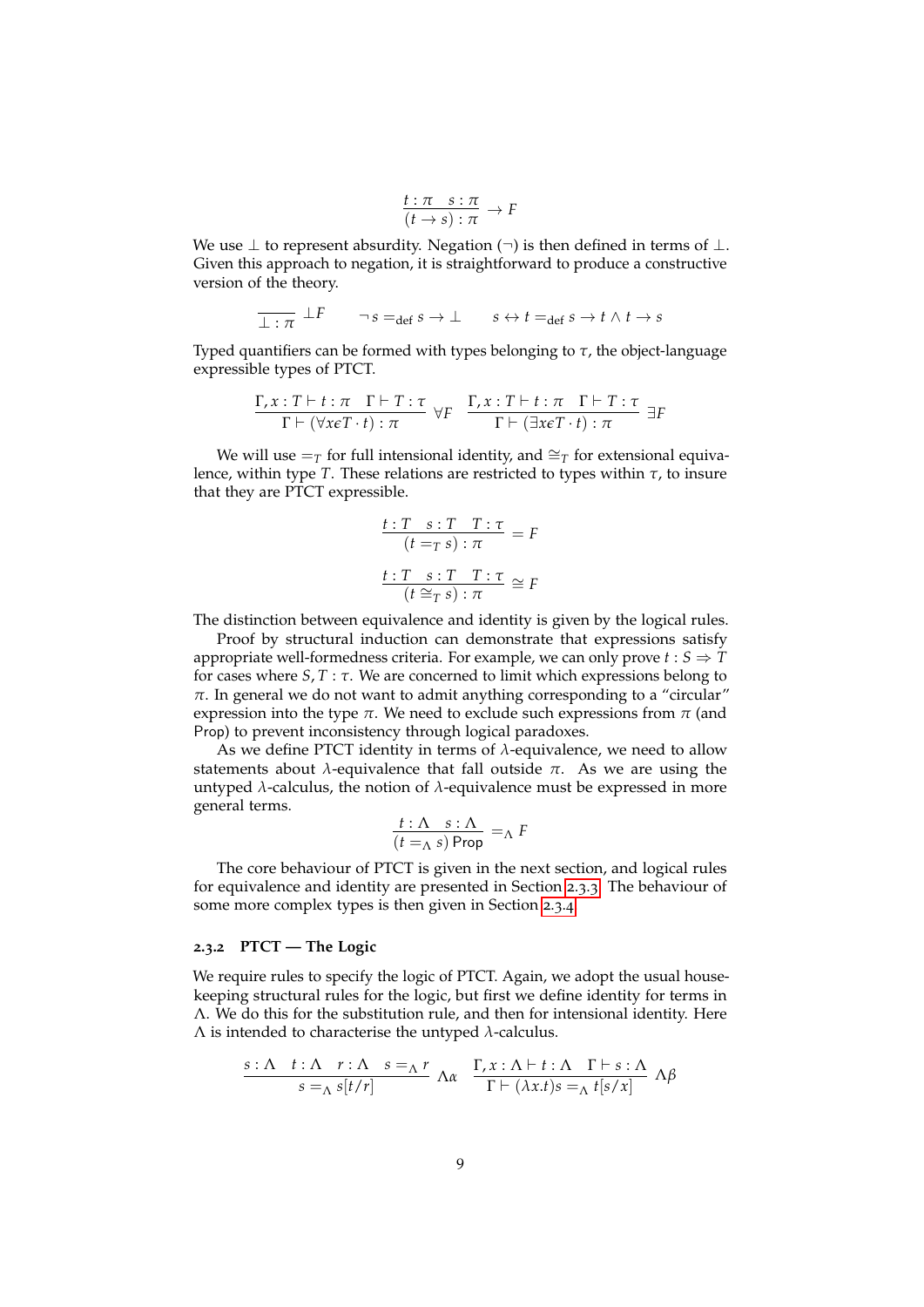$$\frac{t : \pi \quad s : \pi}{(t \to s) : \pi} \to F$$

We use $\bot$ to represent absurdity. Negation ($\neg$) is then defined in terms of $\bot$. Given this approach to negation, it is straightforward to produce a constructive version of the theory.

$$\frac{}{\bot : \pi} \bot F \qquad \neg s =_{\text{def}} s \to \bot \qquad s \leftrightarrow t =_{\text{def}} s \to t \wedge t \to s$$

Typed quantifiers can be formed with types belonging to $\tau$, the object-language expressible types of PTCT.

$$\frac{\Gamma, x : T \vdash t : \pi \quad \Gamma \vdash T : \tau}{\Gamma \vdash (\forall x \epsilon T \cdot t) : \pi} \forall F \quad \frac{\Gamma, x : T \vdash t : \pi \quad \Gamma \vdash T : \tau}{\Gamma \vdash (\exists x \epsilon T \cdot t) : \pi} \exists F$$

We will use $=_T$ for full intensional identity, and $\cong_T$ for extensional equivalence, within type $T$. These relations are restricted to types within $\tau$, to insure that they are PTCT expressible.

$$\frac{t : T \quad s : T \quad T : \tau}{(t =_T s) : \pi} = F$$

$$\frac{t : T \quad s : T \quad T : \tau}{(t \cong_T s) : \pi} \cong F$$

The distinction between equivalence and identity is given by the logical rules.

Proof by structural induction can demonstrate that expressions satisfy appropriate well-formedness criteria. For example, we can only prove $t : S \Rightarrow T$ for cases where $S, T : \tau$. We are concerned to limit which expressions belong to $\pi$. In general we do not want to admit anything corresponding to a "circular" expression into the type $\pi$. We need to exclude such expressions from $\pi$ (and Prop) to prevent inconsistency through logical paradoxes.

As we define PTCT identity in terms of $\lambda$-equivalence, we need to allow statements about $\lambda$-equivalence that fall outside $\pi$. As we are using the untyped $\lambda$-calculus, the notion of $\lambda$-equivalence must be expressed in more general terms.

$$\frac{t : \Lambda \quad s : \Lambda}{(t =_\Lambda s) \ \mathsf{Prop}} =_\Lambda F$$

The core behaviour of PTCT is given in the next section, and logical rules for equivalence and identity are presented in Section 2.3.3. The behaviour of some more complex types is then given in Section 2.3.4.

### 2.3.2 PTCT — The Logic

We require rules to specify the logic of PTCT. Again, we adopt the usual housekeeping structural rules for the logic, but first we define identity for terms in $\Lambda$. We do this for the substitution rule, and then for intensional identity. Here $\Lambda$ is intended to characterise the untyped $\lambda$-calculus.

$$\frac{s : \Lambda \quad t : \Lambda \quad r : \Lambda \quad s =_\Lambda r}{s =_\Lambda s[t/r]} \Lambda\alpha \quad \frac{\Gamma, x : \Lambda \vdash t : \Lambda \quad \Gamma \vdash s : \Lambda}{\Gamma \vdash (\lambda x.t)s =_\Lambda t[s/x]} \Lambda\beta$$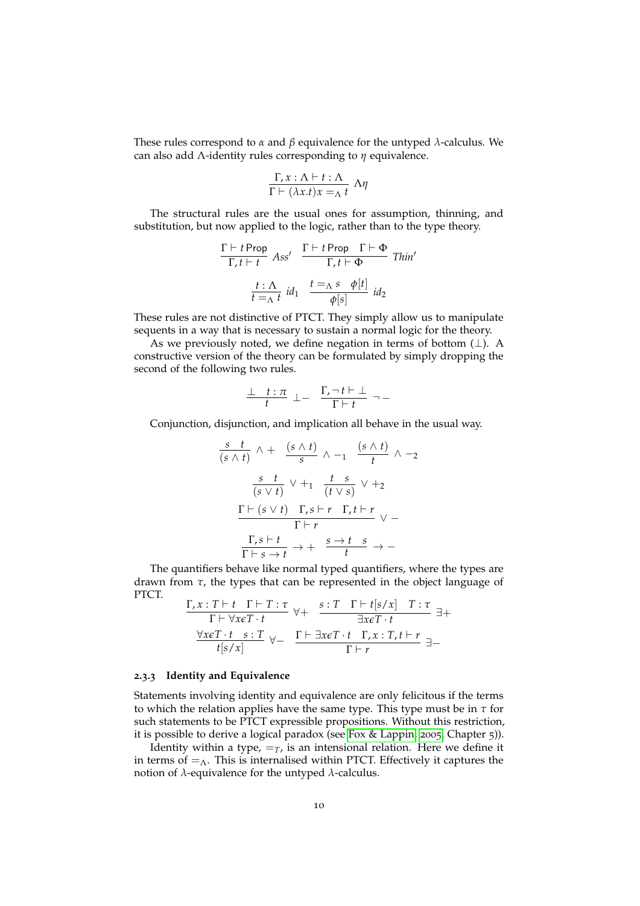These rules correspond to $\alpha$ and $\beta$ equivalence for the untyped $\lambda$-calculus. We can also add $\Lambda$-identity rules corresponding to $\eta$ equivalence.

$$\frac{\Gamma, x : \Lambda \vdash t : \Lambda}{\Gamma \vdash (\lambda x.t)x =_\Lambda t} \;\Lambda\eta$$

The structural rules are the usual ones for assumption, thinning, and substitution, but now applied to the logic, rather than to the type theory.

$$\frac{\Gamma \vdash t\,\mathsf{Prop}}{\Gamma, t \vdash t} \;Ass' \quad \frac{\Gamma \vdash t\,\mathsf{Prop} \quad \Gamma \vdash \Phi}{\Gamma, t \vdash \Phi} \;Thin'$$

$$\frac{t : \Lambda}{t =_\Lambda t} \;id_1 \quad \frac{t =_\Lambda s \quad \phi[t]}{\phi[s]} \;id_2$$

These rules are not distinctive of PTCT. They simply allow us to manipulate sequents in a way that is necessary to sustain a normal logic for the theory.

As we previously noted, we define negation in terms of bottom ($\bot$). A constructive version of the theory can be formulated by simply dropping the second of the following two rules.

$$\frac{\bot \quad t : \pi}{t} \;\bot- \quad \frac{\Gamma, \neg t \vdash \bot}{\Gamma \vdash t} \;\neg-$$

Conjunction, disjunction, and implication all behave in the usual way.

$$\frac{s \quad t}{(s \wedge t)} \;\wedge+ \quad \frac{(s \wedge t)}{s} \;\wedge-_1 \quad \frac{(s \wedge t)}{t} \;\wedge-_2$$

$$\frac{s \quad t}{(s \vee t)} \;\vee+_1 \quad \frac{t \quad s}{(t \vee s)} \;\vee+_2$$

$$\frac{\Gamma \vdash (s \vee t) \quad \Gamma, s \vdash r \quad \Gamma, t \vdash r}{\Gamma \vdash r} \;\vee-$$

$$\frac{\Gamma, s \vdash t}{\Gamma \vdash s \rightarrow t} \;\rightarrow+ \quad \frac{s \rightarrow t \quad s}{t} \;\rightarrow-$$

The quantifiers behave like normal typed quantifiers, where the types are drawn from $\tau$, the types that can be represented in the object language of PTCT.

$$\frac{\Gamma, x : T \vdash t \quad \Gamma \vdash T : \tau}{\Gamma \vdash \forall x \epsilon T \cdot t} \;\forall+ \quad \frac{s : T \quad \Gamma \vdash t[s/x] \quad T : \tau}{\exists x \epsilon T \cdot t} \;\exists+$$

$$\frac{\forall x \epsilon T \cdot t \quad s : T}{t[s/x]} \;\forall- \quad \frac{\Gamma \vdash \exists x \epsilon T \cdot t \quad \Gamma, x : T, t \vdash r}{\Gamma \vdash r} \;\exists-$$

### 2.3.3 Identity and Equivalence

Statements involving identity and equivalence are only felicitous if the terms to which the relation applies have the same type. This type must be in $\tau$ for such statements to be PTCT expressible propositions. Without this restriction, it is possible to derive a logical paradox (see Fox & Lappin, 2005, Chapter 5)).

Identity within a type, $=_T$, is an intensional relation. Here we define it in terms of $=_\Lambda$. This is internalised within PTCT. Effectively it captures the notion of $\lambda$-equivalence for the untyped $\lambda$-calculus.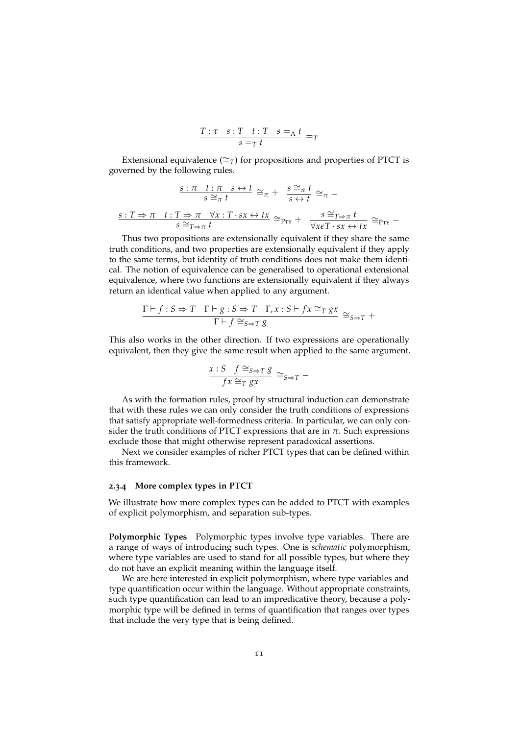$$\frac{T : \tau \quad s : T \quad t : T \quad s =_{\Lambda} t}{s =_T t} =_T$$

Extensional equivalence ($\cong_T$) for propositions and properties of PTCT is governed by the following rules.

$$\frac{s : \pi \quad t : \pi \quad s \leftrightarrow t}{s \cong_\pi t} \cong_\pi + \quad \frac{s \cong_\pi t}{s \leftrightarrow t} \cong_\pi -$$

$$\frac{s : T \Rightarrow \pi \quad t : T \Rightarrow \pi \quad \forall x : T \cdot sx \leftrightarrow tx}{s \cong_{T \Rightarrow \pi} t} \cong_{\text{PTY}} + \quad \frac{s \cong_{T \Rightarrow \pi} t}{\forall x \epsilon T \cdot sx \leftrightarrow tx} \cong_{\text{PTY}} -$$

Thus two propositions are extensionally equivalent if they share the same truth conditions, and two properties are extensionally equivalent if they apply to the same terms, but identity of truth conditions does not make them identical. The notion of equivalence can be generalised to operational extensional equivalence, where two functions are extensionally equivalent if they always return an identical value when applied to any argument.

$$\frac{\Gamma \vdash f : S \Rightarrow T \quad \Gamma \vdash g : S \Rightarrow T \quad \Gamma, x : S \vdash fx \cong_T gx}{\Gamma \vdash f \cong_{S \Rightarrow T} g} \cong_{S \Rightarrow T} +$$

This also works in the other direction. If two expressions are operationally equivalent, then they give the same result when applied to the same argument.

$$\frac{x : S \quad f \cong_{S \Rightarrow T} g}{fx \cong_T gx} \cong_{S \Rightarrow T} -$$

As with the formation rules, proof by structural induction can demonstrate that with these rules we can only consider the truth conditions of expressions that satisfy appropriate well-formedness criteria. In particular, we can only consider the truth conditions of PTCT expressions that are in $\pi$. Such expressions exclude those that might otherwise represent paradoxical assertions.

Next we consider examples of richer PTCT types that can be defined within this framework.

### 2.3.4 More complex types in PTCT

We illustrate how more complex types can be added to PTCT with examples of explicit polymorphism, and separation sub-types.

**Polymorphic Types** Polymorphic types involve type variables. There are a range of ways of introducing such types. One is *schematic* polymorphism, where type variables are used to stand for all possible types, but where they do not have an explicit meaning within the language itself.

We are here interested in explicit polymorphism, where type variables and type quantification occur within the language. Without appropriate constraints, such type quantification can lead to an impredicative theory, because a polymorphic type will be defined in terms of quantification that ranges over types that include the very type that is being defined.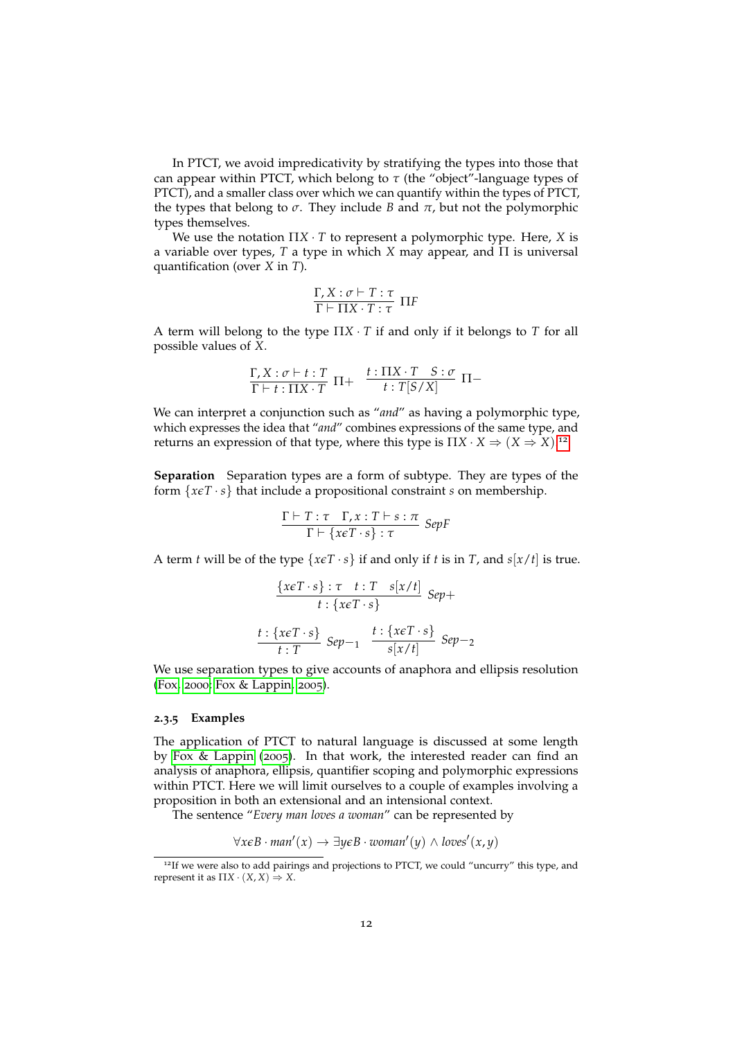In PTCT, we avoid impredicativity by stratifying the types into those that can appear within PTCT, which belong to $\tau$ (the "object"-language types of PTCT), and a smaller class over which we can quantify within the types of PTCT, the types that belong to $\sigma$. They include $B$ and $\pi$, but not the polymorphic types themselves.

We use the notation $\Pi X \cdot T$ to represent a polymorphic type. Here, $X$ is a variable over types, $T$ a type in which $X$ may appear, and $\Pi$ is universal quantification (over $X$ in $T$).

$$\frac{\Gamma, X : \sigma \vdash T : \tau}{\Gamma \vdash \Pi X \cdot T : \tau} \; \Pi F$$

A term will belong to the type $\Pi X \cdot T$ if and only if it belongs to $T$ for all possible values of $X$.

$$\frac{\Gamma, X : \sigma \vdash t : T}{\Gamma \vdash t : \Pi X \cdot T} \; \Pi + \quad \frac{t : \Pi X \cdot T \quad S : \sigma}{t : T[S/X]} \; \Pi -$$

We can interpret a conjunction such as "*and*" as having a polymorphic type, which expresses the idea that "*and*" combines expressions of the same type, and returns an expression of that type, where this type is $\Pi X \cdot X \Rightarrow (X \Rightarrow X)$.[12]

**Separation** Separation types are a form of subtype. They are types of the form $\{x \epsilon T \cdot s\}$ that include a propositional constraint $s$ on membership.

$$\frac{\Gamma \vdash T : \tau \quad \Gamma, x : T \vdash s : \pi}{\Gamma \vdash \{x \epsilon T \cdot s\} : \tau} \; SepF$$

A term $t$ will be of the type $\{x \epsilon T \cdot s\}$ if and only if $t$ is in $T$, and $s[x/t]$ is true.

$$\frac{\{x \epsilon T \cdot s\} : \tau \quad t : T \quad s[x/t]}{t : \{x \epsilon T \cdot s\}} \; Sep+$$

$$\frac{t : \{x \epsilon T \cdot s\}}{t : T} \; Sep-_1 \quad \frac{t : \{x \epsilon T \cdot s\}}{s[x/t]} \; Sep-_2$$

We use separation types to give accounts of anaphora and ellipsis resolution (Fox, 2000; Fox & Lappin, 2005).

### 2.3.5 Examples

The application of PTCT to natural language is discussed at some length by Fox & Lappin (2005). In that work, the interested reader can find an analysis of anaphora, ellipsis, quantifier scoping and polymorphic expressions within PTCT. Here we will limit ourselves to a couple of examples involving a proposition in both an extensional and an intensional context.

The sentence "*Every man loves a woman*" can be represented by

$$\forall x \epsilon B \cdot man'(x) \rightarrow \exists y \epsilon B \cdot woman'(y) \wedge loves'(x, y)$$

---

[12] If we were also to add pairings and projections to PTCT, we could "uncurry" this type, and represent it as $\Pi X \cdot (X, X) \Rightarrow X$.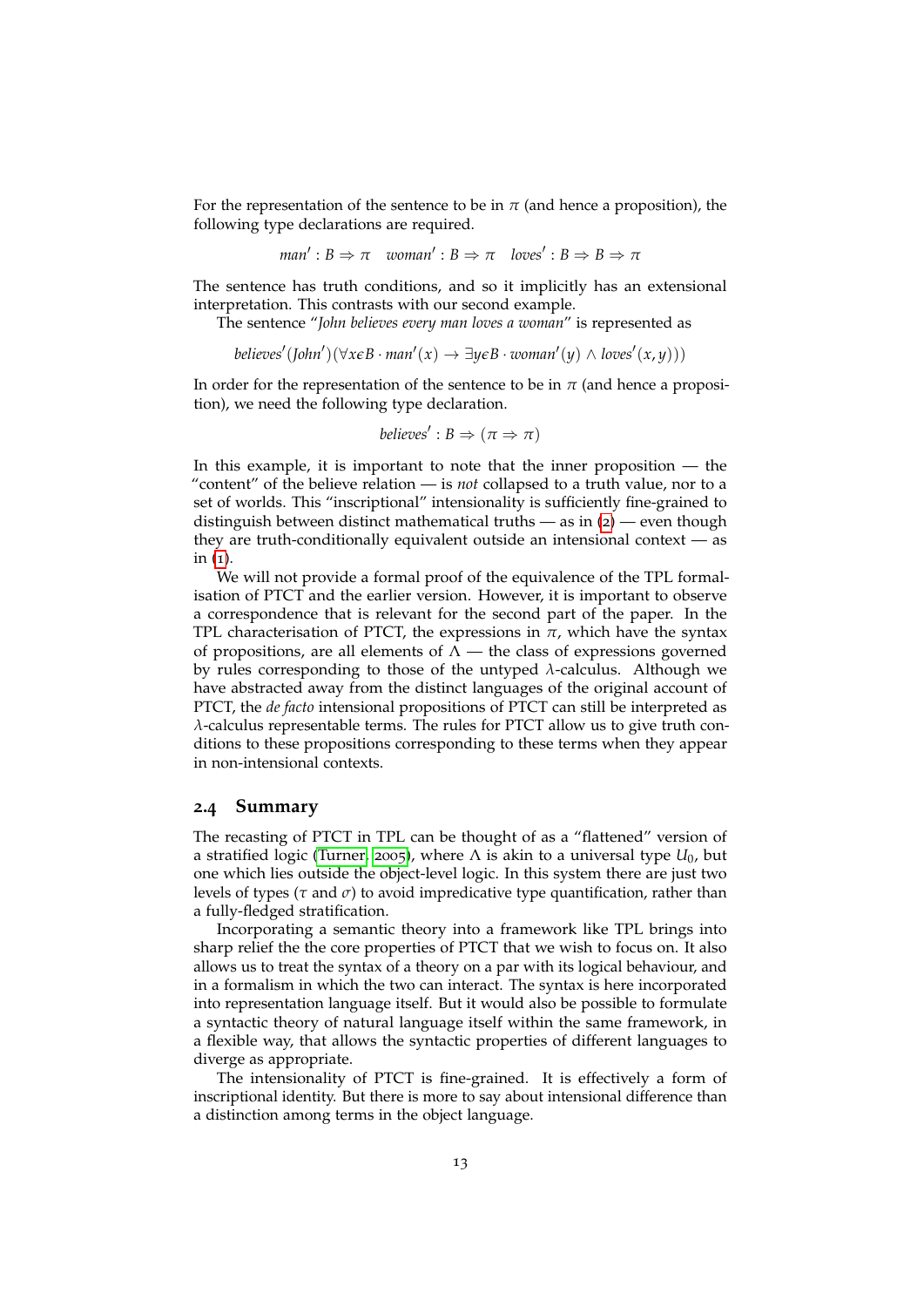For the representation of the sentence to be in $\pi$ (and hence a proposition), the following type declarations are required.

$$man' : B \Rightarrow \pi \quad woman' : B \Rightarrow \pi \quad loves' : B \Rightarrow B \Rightarrow \pi$$

The sentence has truth conditions, and so it implicitly has an extensional interpretation. This contrasts with our second example.

The sentence "*John believes every man loves a woman*" is represented as

$$believes'(John')(\forall x \epsilon B \cdot man'(x) \rightarrow \exists y \epsilon B \cdot woman'(y) \wedge loves'(x, y)))$$

In order for the representation of the sentence to be in $\pi$ (and hence a proposition), we need the following type declaration.

$$believes' : B \Rightarrow (\pi \Rightarrow \pi)$$

In this example, it is important to note that the inner proposition — the "content" of the believe relation — is *not* collapsed to a truth value, nor to a set of worlds. This "inscriptional" intensionality is sufficiently fine-grained to distinguish between distinct mathematical truths — as in (2) — even though they are truth-conditionally equivalent outside an intensional context — as in (1).

We will not provide a formal proof of the equivalence of the TPL formalisation of PTCT and the earlier version. However, it is important to observe a correspondence that is relevant for the second part of the paper. In the TPL characterisation of PTCT, the expressions in $\pi$, which have the syntax of propositions, are all elements of $\Lambda$ — the class of expressions governed by rules corresponding to those of the untyped $\lambda$-calculus. Although we have abstracted away from the distinct languages of the original account of PTCT, the *de facto* intensional propositions of PTCT can still be interpreted as $\lambda$-calculus representable terms. The rules for PTCT allow us to give truth conditions to these propositions corresponding to these terms when they appear in non-intensional contexts.

## 2.4 Summary

The recasting of PTCT in TPL can be thought of as a "flattened" version of a stratified logic (Turner, 2005), where $\Lambda$ is akin to a universal type $U_0$, but one which lies outside the object-level logic. In this system there are just two levels of types ($\tau$ and $\sigma$) to avoid impredicative type quantification, rather than a fully-fledged stratification.

Incorporating a semantic theory into a framework like TPL brings into sharp relief the the core properties of PTCT that we wish to focus on. It also allows us to treat the syntax of a theory on a par with its logical behaviour, and in a formalism in which the two can interact. The syntax is here incorporated into representation language itself. But it would also be possible to formulate a syntactic theory of natural language itself within the same framework, in a flexible way, that allows the syntactic properties of different languages to diverge as appropriate.

The intensionality of PTCT is fine-grained. It is effectively a form of inscriptional identity. But there is more to say about intensional difference than a distinction among terms in the object language.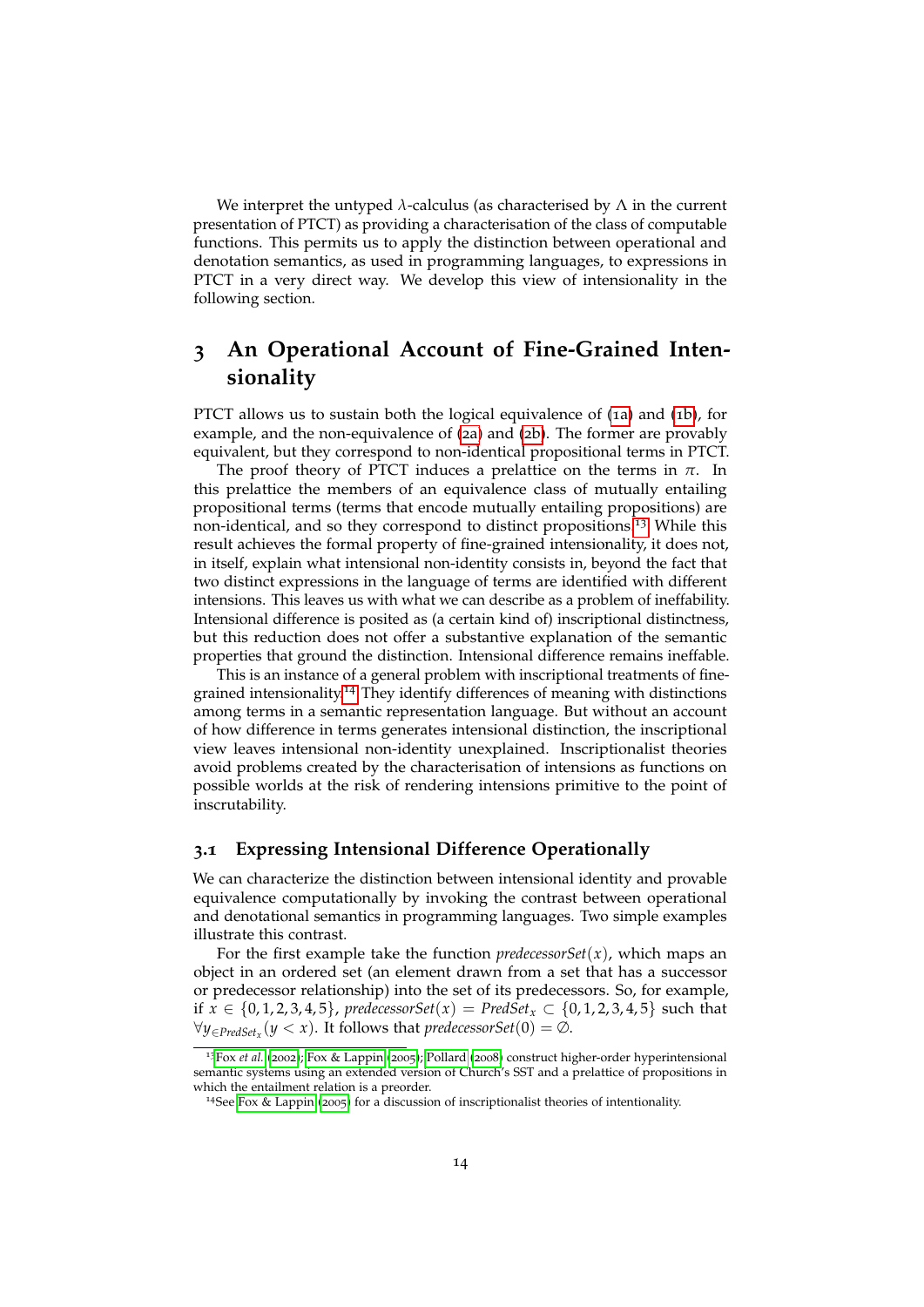We interpret the untyped $\lambda$-calculus (as characterised by $\Lambda$ in the current presentation of PTCT) as providing a characterisation of the class of computable functions. This permits us to apply the distinction between operational and denotation semantics, as used in programming languages, to expressions in PTCT in a very direct way. We develop this view of intensionality in the following section.

## 3 An Operational Account of Fine-Grained Intensionality

PTCT allows us to sustain both the logical equivalence of (1a) and (1b), for example, and the non-equivalence of (2a) and (2b). The former are provably equivalent, but they correspond to non-identical propositional terms in PTCT.

The proof theory of PTCT induces a prelattice on the terms in $\pi$. In this prelattice the members of an equivalence class of mutually entailing propositional terms (terms that encode mutually entailing propositions) are non-identical, and so they correspond to distinct propositions.[13] While this result achieves the formal property of fine-grained intensionality, it does not, in itself, explain what intensional non-identity consists in, beyond the fact that two distinct expressions in the language of terms are identified with different intensions. This leaves us with what we can describe as a problem of ineffability. Intensional difference is posited as (a certain kind of) inscriptional distinctness, but this reduction does not offer a substantive explanation of the semantic properties that ground the distinction. Intensional difference remains ineffable.

This is an instance of a general problem with inscriptional treatments of fine-grained intensionality.[14] They identify differences of meaning with distinctions among terms in a semantic representation language. But without an account of how difference in terms generates intensional distinction, the inscriptional view leaves intensional non-identity unexplained. Inscriptionalist theories avoid problems created by the characterisation of intensions as functions on possible worlds at the risk of rendering intensions primitive to the point of inscrutability.

### 3.1 Expressing Intensional Difference Operationally

We can characterize the distinction between intensional identity and provable equivalence computationally by invoking the contrast between operational and denotational semantics in programming languages. Two simple examples illustrate this contrast.

For the first example take the function *predecessorSet*$(x)$, which maps an object in an ordered set (an element drawn from a set that has a successor or predecessor relationship) into the set of its predecessors. So, for example, if $x \in \{0, 1, 2, 3, 4, 5\}$, *predecessorSet*$(x) = PredSet_x \subset \{0, 1, 2, 3, 4, 5\}$ such that $\forall y_{\in PredSet_x}(y < x)$. It follows that *predecessorSet*$(0) = \emptyset$.

[13] Fox *et al.* (2002); Fox & Lappin (2005); Pollard (2008) construct higher-order hyperintensional semantic systems using an extended version of Church's SST and a prelattice of propositions in which the entailment relation is a preorder.

[14] See Fox & Lappin (2005) for a discussion of inscriptionalist theories of intentionality.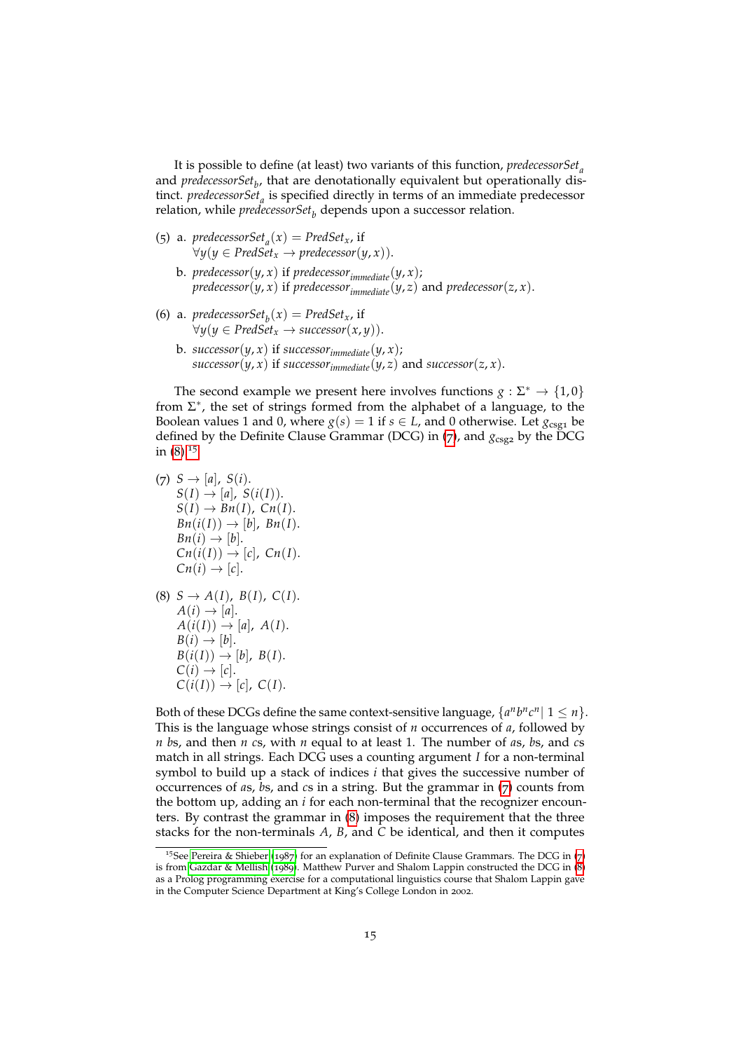It is possible to define (at least) two variants of this function, $predecessorSet_a$ and $predecessorSet_b$, that are denotationally equivalent but operationally distinct. $predecessorSet_a$ is specified directly in terms of an immediate predecessor relation, while $predecessorSet_b$ depends upon a successor relation.

(5) a. $predecessorSet_a(x) = PredSet_x$, if
$\forall y(y \in PredSet_x \rightarrow predecessor(y, x))$.

b. $predecessor(y, x)$ if $predecessor_{immediate}(y, x)$;
$predecessor(y, x)$ if $predecessor_{immediate}(y, z)$ and $predecessor(z, x)$.

(6) a. $predecessorSet_b(x) = PredSet_x$, if
$\forall y(y \in PredSet_x \rightarrow successor(x, y))$.

b. $successor(y, x)$ if $successor_{immediate}(y, x)$;
$successor(y, x)$ if $successor_{immediate}(y, z)$ and $successor(z, x)$.

The second example we present here involves functions $g : \Sigma^* \rightarrow \{1, 0\}$ from $\Sigma^*$, the set of strings formed from the alphabet of a language, to the Boolean values 1 and 0, where $g(s) = 1$ if $s \in L$, and 0 otherwise. Let $g_{\text{csg1}}$ be defined by the Definite Clause Grammar (DCG) in (7), and $g_{\text{csg2}}$ by the DCG in (8).[15]

(7)
$S \rightarrow [a],\ S(i).$
$S(I) \rightarrow [a],\ S(i(I)).$
$S(I) \rightarrow Bn(I),\ Cn(I).$
$Bn(i(I)) \rightarrow [b],\ Bn(I).$
$Bn(i) \rightarrow [b].$
$Cn(i(I)) \rightarrow [c],\ Cn(I).$
$Cn(i) \rightarrow [c].$

(8)
$S \rightarrow A(I),\ B(I),\ C(I).$
$A(i) \rightarrow [a].$
$A(i(I)) \rightarrow [a],\ A(I).$
$B(i) \rightarrow [b].$
$B(i(I)) \rightarrow [b],\ B(I).$
$C(i) \rightarrow [c].$
$C(i(I)) \rightarrow [c],\ C(I).$

Both of these DCGs define the same context-sensitive language, $\{a^n b^n c^n \mid 1 \leq n\}$. This is the language whose strings consist of $n$ occurrences of $a$, followed by $n$ $b$s, and then $n$ $c$s, with $n$ equal to at least 1. The number of $a$s, $b$s, and $c$s match in all strings. Each DCG uses a counting argument $I$ for a non-terminal symbol to build up a stack of indices $i$ that gives the successive number of occurrences of $a$s, $b$s, and $c$s in a string. But the grammar in (7) counts from the bottom up, adding an $i$ for each non-terminal that the recognizer encounters. By contrast the grammar in (8) imposes the requirement that the three stacks for the non-terminals $A$, $B$, and $C$ be identical, and then it computes

[15] See Pereira & Shieber (1987) for an explanation of Definite Clause Grammars. The DCG in (7) is from Gazdar & Mellish (1989). Matthew Purver and Shalom Lappin constructed the DCG in (8) as a Prolog programming exercise for a computational linguistics course that Shalom Lappin gave in the Computer Science Department at King's College London in 2002.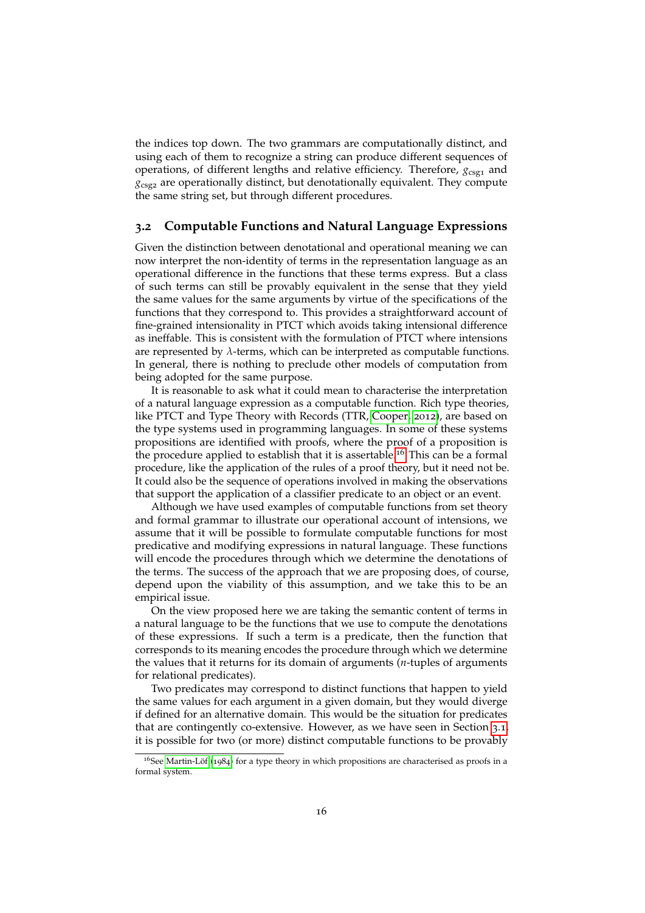the indices top down. The two grammars are computationally distinct, and using each of them to recognize a string can produce different sequences of operations, of different lengths and relative efficiency. Therefore, $g_{csg1}$ and $g_{csg2}$ are operationally distinct, but denotationally equivalent. They compute the same string set, but through different procedures.

## 3.2 Computable Functions and Natural Language Expressions

Given the distinction between denotational and operational meaning we can now interpret the non-identity of terms in the representation language as an operational difference in the functions that these terms express. But a class of such terms can still be provably equivalent in the sense that they yield the same values for the same arguments by virtue of the specifications of the functions that they correspond to. This provides a straightforward account of fine-grained intensionality in PTCT which avoids taking intensional difference as ineffable. This is consistent with the formulation of PTCT where intensions are represented by $\lambda$-terms, which can be interpreted as computable functions. In general, there is nothing to preclude other models of computation from being adopted for the same purpose.

It is reasonable to ask what it could mean to characterise the interpretation of a natural language expression as a computable function. Rich type theories, like PTCT and Type Theory with Records (TTR, Cooper, 2012), are based on the type systems used in programming languages. In some of these systems propositions are identified with proofs, where the proof of a proposition is the procedure applied to establish that it is assertable.[16] This can be a formal procedure, like the application of the rules of a proof theory, but it need not be. It could also be the sequence of operations involved in making the observations that support the application of a classifier predicate to an object or an event.

Although we have used examples of computable functions from set theory and formal grammar to illustrate our operational account of intensions, we assume that it will be possible to formulate computable functions for most predicative and modifying expressions in natural language. These functions will encode the procedures through which we determine the denotations of the terms. The success of the approach that we are proposing does, of course, depend upon the viability of this assumption, and we take this to be an empirical issue.

On the view proposed here we are taking the semantic content of terms in a natural language to be the functions that we use to compute the denotations of these expressions. If such a term is a predicate, then the function that corresponds to its meaning encodes the procedure through which we determine the values that it returns for its domain of arguments ($n$-tuples of arguments for relational predicates).

Two predicates may correspond to distinct functions that happen to yield the same values for each argument in a given domain, but they would diverge if defined for an alternative domain. This would be the situation for predicates that are contingently co-extensive. However, as we have seen in Section 3.1, it is possible for two (or more) distinct computable functions to be provably

[16] See Martin-Löf (1984) for a type theory in which propositions are characterised as proofs in a formal system.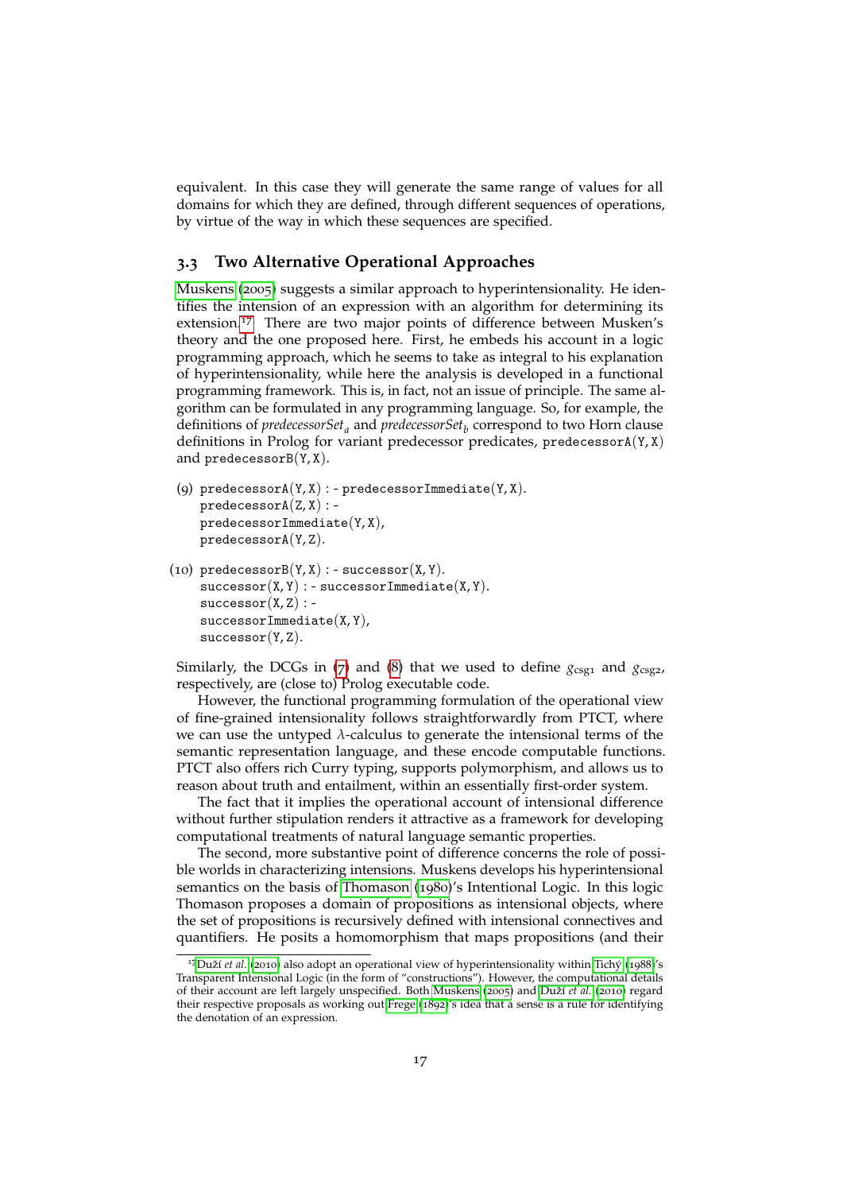equivalent. In this case they will generate the same range of values for all domains for which they are defined, through different sequences of operations, by virtue of the way in which these sequences are specified.

## 3.3 Two Alternative Operational Approaches

Muskens (2005) suggests a similar approach to hyperintensionality. He identifies the intension of an expression with an algorithm for determining its extension.[17] There are two major points of difference between Musken's theory and the one proposed here. First, he embeds his account in a logic programming approach, which he seems to take as integral to his explanation of hyperintensionality, while here the analysis is developed in a functional programming framework. This is, in fact, not an issue of principle. The same algorithm can be formulated in any programming language. So, for example, the definitions of $predecessorSet_a$ and $predecessorSet_b$ correspond to two Horn clause definitions in Prolog for variant predecessor predicates, `predecessorA(Y,X)` and `predecessorB(Y,X)`.

(9)
```
predecessorA(Y,X) :- predecessorImmediate(Y,X).
predecessorA(Z,X) :-
predecessorImmediate(Y,X),
predecessorA(Y,Z).
```

(10)
```
predecessorB(Y,X) :- successor(X,Y).
successor(X,Y) :- successorImmediate(X,Y).
successor(X,Z) :-
successorImmediate(X,Y),
successor(Y,Z).
```

Similarly, the DCGs in (7) and (8) that we used to define $g_{csg1}$ and $g_{csg2}$, respectively, are (close to) Prolog executable code.

However, the functional programming formulation of the operational view of fine-grained intensionality follows straightforwardly from PTCT, where we can use the untyped $\lambda$-calculus to generate the intensional terms of the semantic representation language, and these encode computable functions. PTCT also offers rich Curry typing, supports polymorphism, and allows us to reason about truth and entailment, within an essentially first-order system.

The fact that it implies the operational account of intensional difference without further stipulation renders it attractive as a framework for developing computational treatments of natural language semantic properties.

The second, more substantive point of difference concerns the role of possible worlds in characterizing intensions. Muskens develops his hyperintensional semantics on the basis of Thomason (1980)'s Intentional Logic. In this logic Thomason proposes a domain of propositions as intensional objects, where the set of propositions is recursively defined with intensional connectives and quantifiers. He posits a homomorphism that maps propositions (and their

[17] Duží *et al.* (2010) also adopt an operational view of hyperintensionality within Tichý (1988)'s Transparent Intensional Logic (in the form of "constructions"). However, the computational details of their account are left largely unspecified. Both Muskens (2005) and Duží *et al.* (2010) regard their respective proposals as working out Frege (1892)'s idea that a sense is a rule for identifying the denotation of an expression.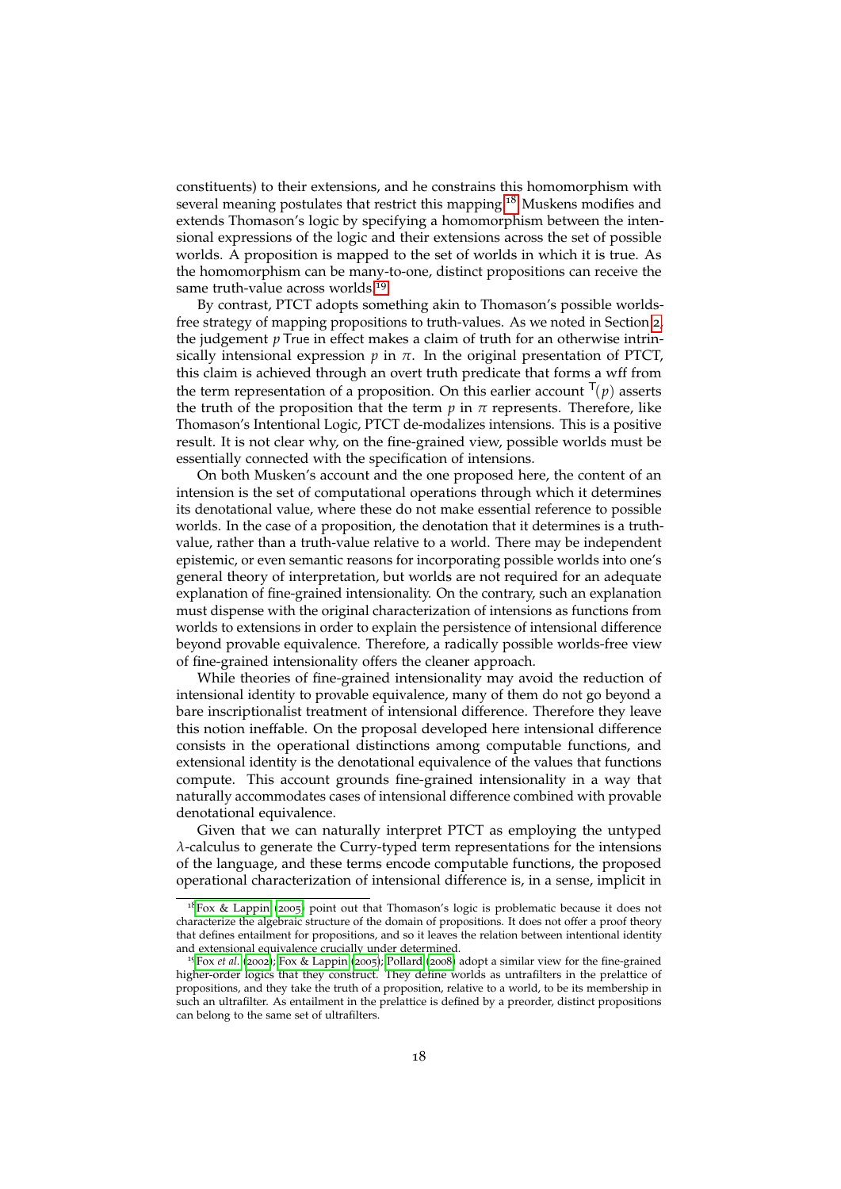constituents) to their extensions, and he constrains this homomorphism with several meaning postulates that restrict this mapping.[18] Muskens modifies and extends Thomason's logic by specifying a homomorphism between the intensional expressions of the logic and their extensions across the set of possible worlds. A proposition is mapped to the set of worlds in which it is true. As the homomorphism can be many-to-one, distinct propositions can receive the same truth-value across worlds.[19]

By contrast, PTCT adopts something akin to Thomason's possible worlds-free strategy of mapping propositions to truth-values. As we noted in Section 2, the judgement $p$ True in effect makes a claim of truth for an otherwise intrinsically intensional expression $p$ in $\pi$. In the original presentation of PTCT, this claim is achieved through an overt truth predicate that forms a wff from the term representation of a proposition. On this earlier account $^{\mathsf{T}}(p)$ asserts the truth of the proposition that the term $p$ in $\pi$ represents. Therefore, like Thomason's Intentional Logic, PTCT de-modalizes intensions. This is a positive result. It is not clear why, on the fine-grained view, possible worlds must be essentially connected with the specification of intensions.

On both Musken's account and the one proposed here, the content of an intension is the set of computational operations through which it determines its denotational value, where these do not make essential reference to possible worlds. In the case of a proposition, the denotation that it determines is a truth-value, rather than a truth-value relative to a world. There may be independent epistemic, or even semantic reasons for incorporating possible worlds into one's general theory of interpretation, but worlds are not required for an adequate explanation of fine-grained intensionality. On the contrary, such an explanation must dispense with the original characterization of intensions as functions from worlds to extensions in order to explain the persistence of intensional difference beyond provable equivalence. Therefore, a radically possible worlds-free view of fine-grained intensionality offers the cleaner approach.

While theories of fine-grained intensionality may avoid the reduction of intensional identity to provable equivalence, many of them do not go beyond a bare inscriptionalist treatment of intensional difference. Therefore they leave this notion ineffable. On the proposal developed here intensional difference consists in the operational distinctions among computable functions, and extensional identity is the denotational equivalence of the values that functions compute. This account grounds fine-grained intensionality in a way that naturally accommodates cases of intensional difference combined with provable denotational equivalence.

Given that we can naturally interpret PTCT as employing the untyped $\lambda$-calculus to generate the Curry-typed term representations for the intensions of the language, and these terms encode computable functions, the proposed operational characterization of intensional difference is, in a sense, implicit in

[18] Fox & Lappin (2005) point out that Thomason's logic is problematic because it does not characterize the algebraic structure of the domain of propositions. It does not offer a proof theory that defines entailment for propositions, and so it leaves the relation between intentional identity and extensional equivalence crucially under determined.

[19] Fox *et al.* (2002); Fox & Lappin (2005); Pollard (2008) adopt a similar view for the fine-grained higher-order logics that they construct. They define worlds as untrafilters in the prelattice of propositions, and they take the truth of a proposition, relative to a world, to be its membership in such an ultrafilter. As entailment in the prelattice is defined by a preorder, distinct propositions can belong to the same set of ultrafilters.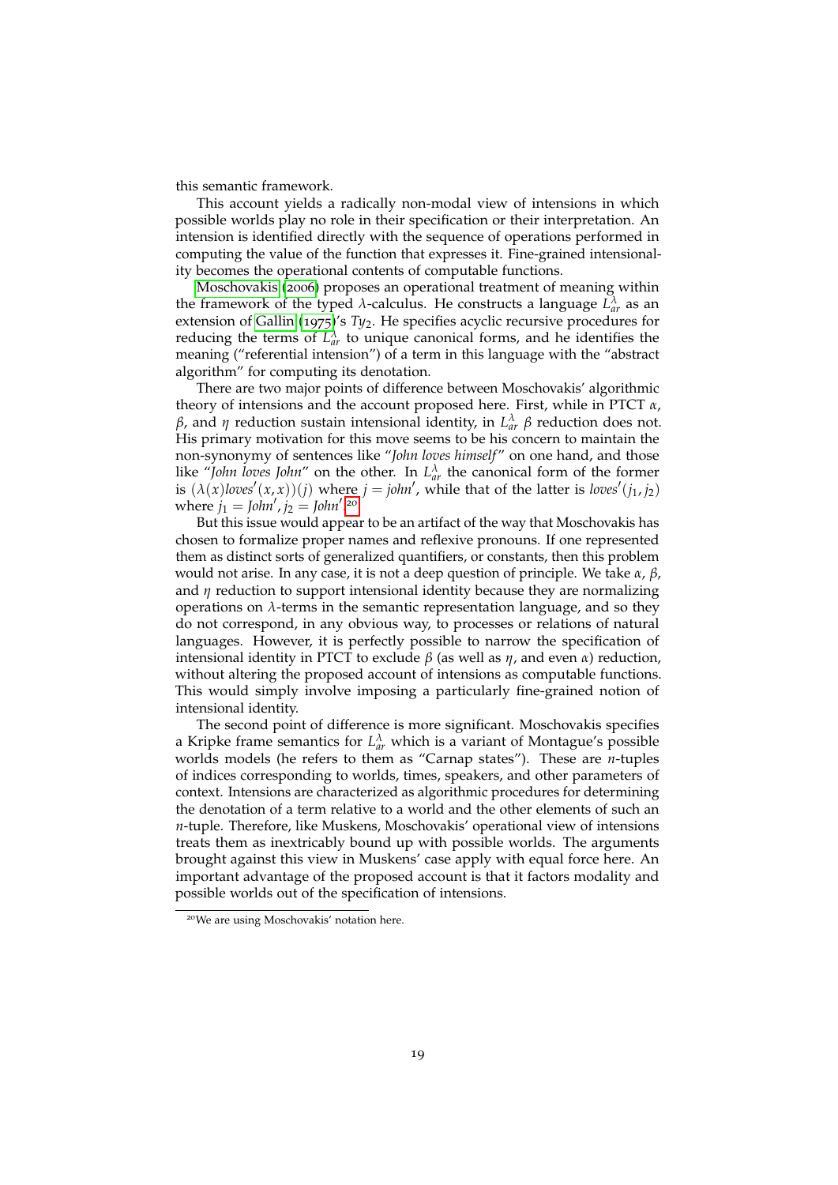this semantic framework.

This account yields a radically non-modal view of intensions in which possible worlds play no role in their specification or their interpretation. An intension is identified directly with the sequence of operations performed in computing the value of the function that expresses it. Fine-grained intensionality becomes the operational contents of computable functions.

Moschovakis (2006) proposes an operational treatment of meaning within the framework of the typed $\lambda$-calculus. He constructs a language $L_{ar}^{\lambda}$ as an extension of Gallin (1975)'s $Ty_2$. He specifies acyclic recursive procedures for reducing the terms of $L_{ar}^{\lambda}$ to unique canonical forms, and he identifies the meaning ("referential intension") of a term in this language with the "abstract algorithm" for computing its denotation.

There are two major points of difference between Moschovakis' algorithmic theory of intensions and the account proposed here. First, while in PTCT $\alpha$, $\beta$, and $\eta$ reduction sustain intensional identity, in $L_{ar}^{\lambda}$ $\beta$ reduction does not. His primary motivation for this move seems to be his concern to maintain the non-synonymy of sentences like "*John loves himself*" on one hand, and those like "*John loves John*" on the other. In $L_{ar}^{\lambda}$ the canonical form of the former is $(\lambda(x)loves'(x,x))(j)$ where $j = john'$, while that of the latter is $loves'(j_1, j_2)$ where $j_1 = John', j_2 = John'$.[20]

But this issue would appear to be an artifact of the way that Moschovakis has chosen to formalize proper names and reflexive pronouns. If one represented them as distinct sorts of generalized quantifiers, or constants, then this problem would not arise. In any case, it is not a deep question of principle. We take $\alpha$, $\beta$, and $\eta$ reduction to support intensional identity because they are normalizing operations on $\lambda$-terms in the semantic representation language, and so they do not correspond, in any obvious way, to processes or relations of natural languages. However, it is perfectly possible to narrow the specification of intensional identity in PTCT to exclude $\beta$ (as well as $\eta$, and even $\alpha$) reduction, without altering the proposed account of intensions as computable functions. This would simply involve imposing a particularly fine-grained notion of intensional identity.

The second point of difference is more significant. Moschovakis specifies a Kripke frame semantics for $L_{ar}^{\lambda}$ which is a variant of Montague's possible worlds models (he refers to them as "Carnap states"). These are $n$-tuples of indices corresponding to worlds, times, speakers, and other parameters of context. Intensions are characterized as algorithmic procedures for determining the denotation of a term relative to a world and the other elements of such an $n$-tuple. Therefore, like Muskens, Moschovakis' operational view of intensions treats them as inextricably bound up with possible worlds. The arguments brought against this view in Muskens' case apply with equal force here. An important advantage of the proposed account is that it factors modality and possible worlds out of the specification of intensions.

[20] We are using Moschovakis' notation here.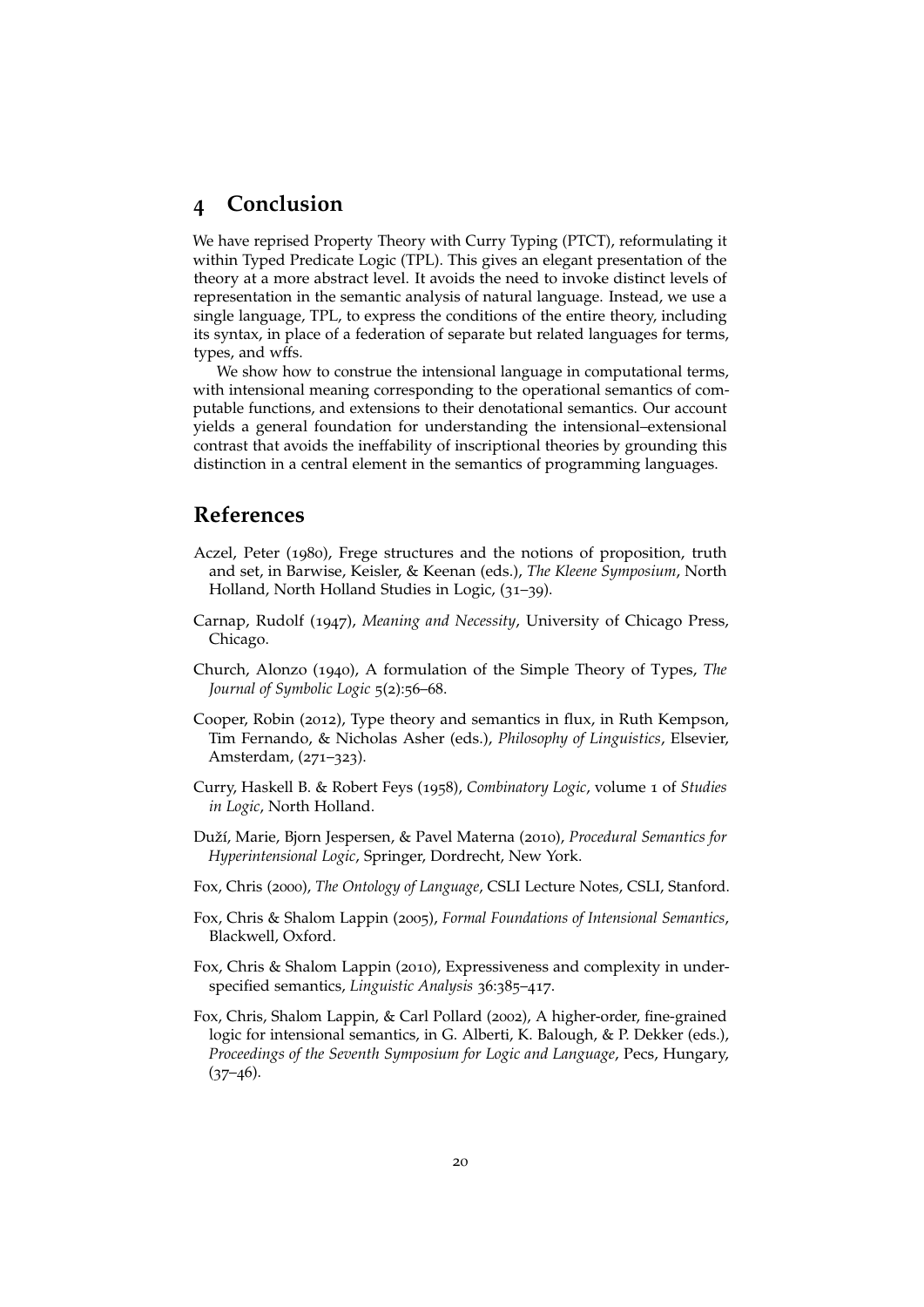## 4 Conclusion

We have reprised Property Theory with Curry Typing (PTCT), reformulating it within Typed Predicate Logic (TPL). This gives an elegant presentation of the theory at a more abstract level. It avoids the need to invoke distinct levels of representation in the semantic analysis of natural language. Instead, we use a single language, TPL, to express the conditions of the entire theory, including its syntax, in place of a federation of separate but related languages for terms, types, and wffs.

We show how to construe the intensional language in computational terms, with intensional meaning corresponding to the operational semantics of computable functions, and extensions to their denotational semantics. Our account yields a general foundation for understanding the intensional–extensional contrast that avoids the ineffability of inscriptional theories by grounding this distinction in a central element in the semantics of programming languages.

## References

Aczel, Peter (1980), Frege structures and the notions of proposition, truth and set, in Barwise, Keisler, & Keenan (eds.), *The Kleene Symposium*, North Holland, North Holland Studies in Logic, (31–39).

Carnap, Rudolf (1947), *Meaning and Necessity*, University of Chicago Press, Chicago.

Church, Alonzo (1940), A formulation of the Simple Theory of Types, *The Journal of Symbolic Logic* 5(2):56–68.

Cooper, Robin (2012), Type theory and semantics in flux, in Ruth Kempson, Tim Fernando, & Nicholas Asher (eds.), *Philosophy of Linguistics*, Elsevier, Amsterdam, (271–323).

Curry, Haskell B. & Robert Feys (1958), *Combinatory Logic*, volume 1 of *Studies in Logic*, North Holland.

Duží, Marie, Bjorn Jespersen, & Pavel Materna (2010), *Procedural Semantics for Hyperintensional Logic*, Springer, Dordrecht, New York.

Fox, Chris (2000), *The Ontology of Language*, CSLI Lecture Notes, CSLI, Stanford.

Fox, Chris & Shalom Lappin (2005), *Formal Foundations of Intensional Semantics*, Blackwell, Oxford.

Fox, Chris & Shalom Lappin (2010), Expressiveness and complexity in underspecified semantics, *Linguistic Analysis* 36:385–417.

Fox, Chris, Shalom Lappin, & Carl Pollard (2002), A higher-order, fine-grained logic for intensional semantics, in G. Alberti, K. Balough, & P. Dekker (eds.), *Proceedings of the Seventh Symposium for Logic and Language*, Pecs, Hungary, (37–46).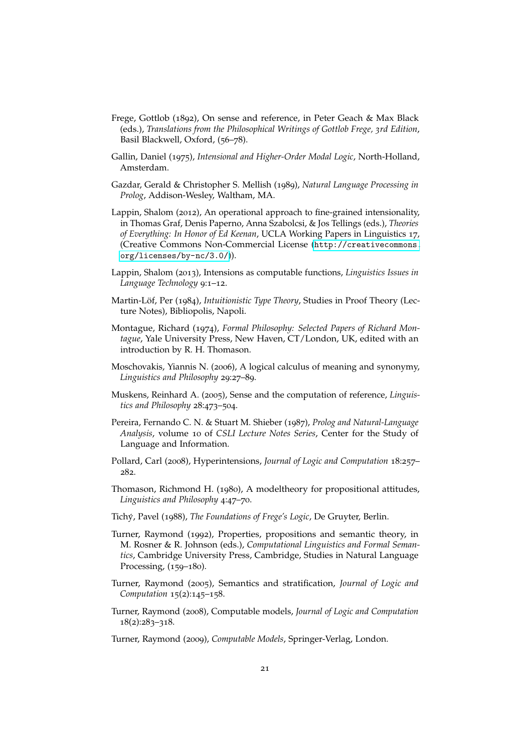Frege, Gottlob (1892), On sense and reference, in Peter Geach & Max Black (eds.), *Translations from the Philosophical Writings of Gottlob Frege, 3rd Edition*, Basil Blackwell, Oxford, (56–78).

Gallin, Daniel (1975), *Intensional and Higher-Order Modal Logic*, North-Holland, Amsterdam.

Gazdar, Gerald & Christopher S. Mellish (1989), *Natural Language Processing in Prolog*, Addison-Wesley, Waltham, MA.

Lappin, Shalom (2012), An operational approach to fine-grained intensionality, in Thomas Graf, Denis Paperno, Anna Szabolcsi, & Jos Tellings (eds.), *Theories of Everything: In Honor of Ed Keenan*, UCLA Working Papers in Linguistics 17, (Creative Commons Non-Commercial License (`http://creativecommons.org/licenses/by-nc/3.0/`)).

Lappin, Shalom (2013), Intensions as computable functions, *Linguistics Issues in Language Technology* 9:1–12.

Martin-Löf, Per (1984), *Intuitionistic Type Theory*, Studies in Proof Theory (Lecture Notes), Bibliopolis, Napoli.

Montague, Richard (1974), *Formal Philosophy: Selected Papers of Richard Montague*, Yale University Press, New Haven, CT/London, UK, edited with an introduction by R. H. Thomason.

Moschovakis, Yiannis N. (2006), A logical calculus of meaning and synonymy, *Linguistics and Philosophy* 29:27–89.

Muskens, Reinhard A. (2005), Sense and the computation of reference, *Linguistics and Philosophy* 28:473–504.

Pereira, Fernando C. N. & Stuart M. Shieber (1987), *Prolog and Natural-Language Analysis*, volume 10 of *CSLI Lecture Notes Series*, Center for the Study of Language and Information.

Pollard, Carl (2008), Hyperintensions, *Journal of Logic and Computation* 18:257–282.

Thomason, Richmond H. (1980), A modeltheory for propositional attitudes, *Linguistics and Philosophy* 4:47–70.

Tichý, Pavel (1988), *The Foundations of Frege's Logic*, De Gruyter, Berlin.

Turner, Raymond (1992), Properties, propositions and semantic theory, in M. Rosner & R. Johnson (eds.), *Computational Linguistics and Formal Semantics*, Cambridge University Press, Cambridge, Studies in Natural Language Processing, (159–180).

Turner, Raymond (2005), Semantics and stratification, *Journal of Logic and Computation* 15(2):145–158.

Turner, Raymond (2008), Computable models, *Journal of Logic and Computation* 18(2):283–318.

Turner, Raymond (2009), *Computable Models*, Springer-Verlag, London.